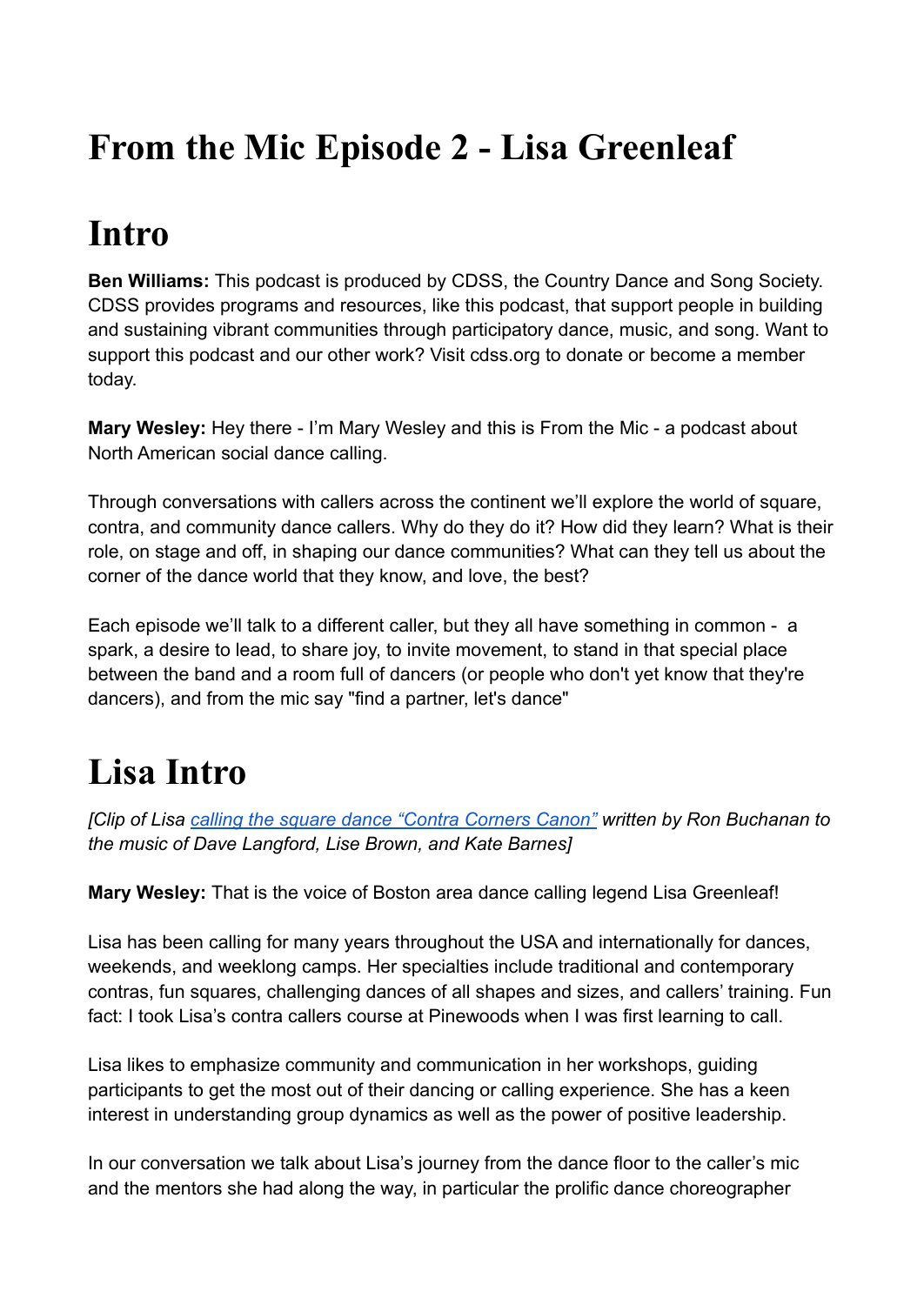# From the Mic Episode 2 - Lisa Greenleaf

# Intro

**Ben Williams:** This podcast is produced by CDSS, the Country Dance and Song Society. CDSS provides programs and resources, like this podcast, that support people in building and sustaining vibrant communities through participatory dance, music, and song. Want to support this podcast and our other work? Visit cdss.org to donate or become a member today.

**Mary Wesley:** Hey there - I'm Mary Wesley and this is From the Mic - a podcast about North American social dance calling.

Through conversations with callers across the continent we'll explore the world of square, contra, and community dance callers. Why do they do it? How did they learn? What is their role, on stage and off, in shaping our dance communities? What can they tell us about the corner of the dance world that they know, and love, the best?

Each episode we'll talk to a different caller, but they all have something in common - a spark, a desire to lead, to share joy, to invite movement, to stand in that special place between the band and a room full of dancers (or people who don't yet know that they're dancers), and from the mic say "find a partner, let's dance"

# Lisa Intro

*[Clip of Lisa calling the square dance "Contra Corners Canon" written by Ron Buchanan to the music of Dave Langford, Lise Brown, and Kate Barnes]*

**Mary Wesley:** That is the voice of Boston area dance calling legend Lisa Greenleaf!

Lisa has been calling for many years throughout the USA and internationally for dances, weekends, and weeklong camps. Her specialties include traditional and contemporary contras, fun squares, challenging dances of all shapes and sizes, and callers' training. Fun fact: I took Lisa's contra callers course at Pinewoods when I was first learning to call.

Lisa likes to emphasize community and communication in her workshops, guiding participants to get the most out of their dancing or calling experience. She has a keen interest in understanding group dynamics as well as the power of positive leadership.

In our conversation we talk about Lisa's journey from the dance floor to the caller's mic and the mentors she had along the way, in particular the prolific dance choreographer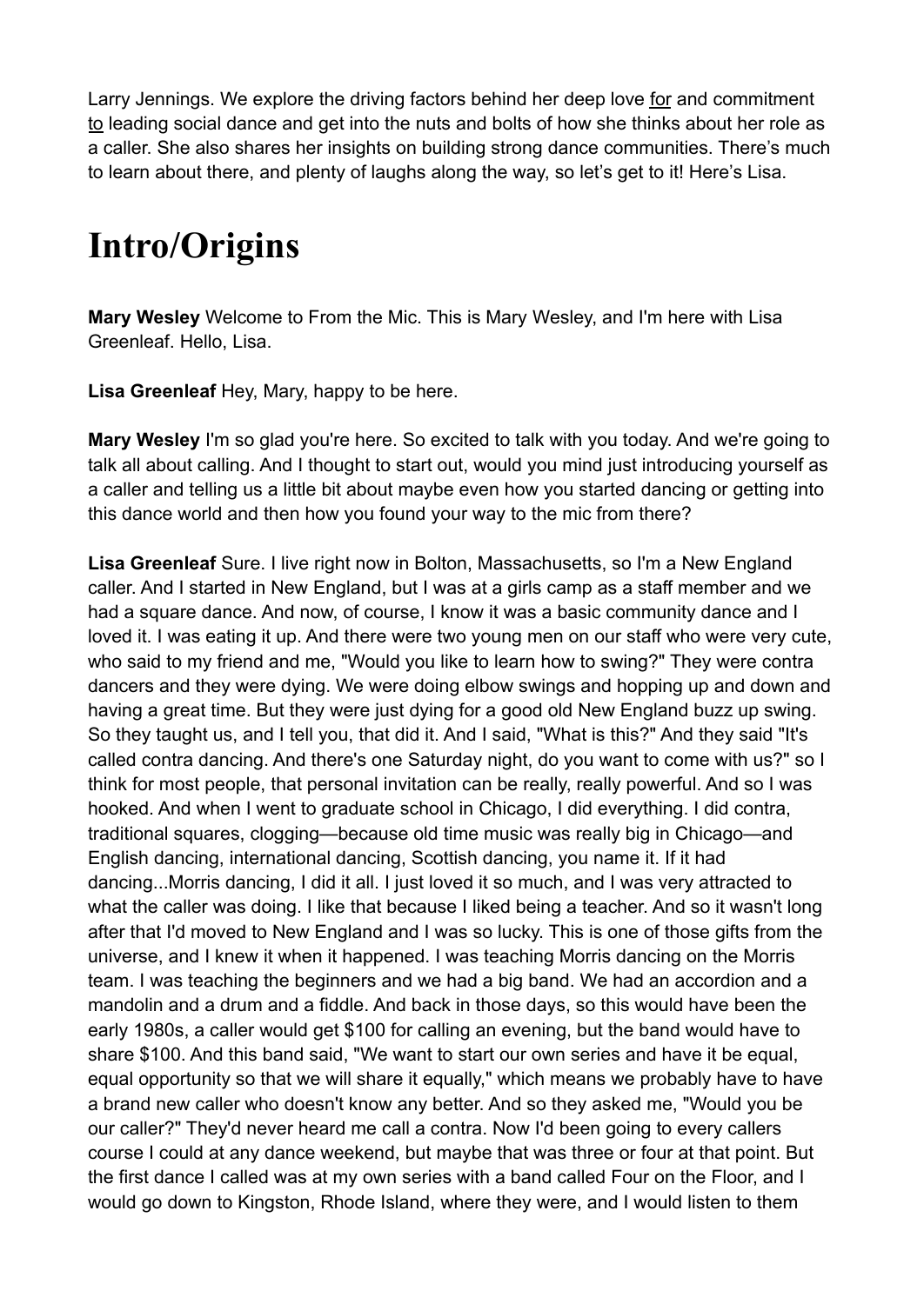Larry Jennings. We explore the driving factors behind her deep love for and commitment to leading social dance and get into the nuts and bolts of how she thinks about her role as a caller. She also shares her insights on building strong dance communities. There's much to learn about there, and plenty of laughs along the way, so let's get to it! Here's Lisa.

# Intro/Origins

**Mary Wesley** Welcome to From the Mic. This is Mary Wesley, and I'm here with Lisa Greenleaf. Hello, Lisa.

**Lisa Greenleaf** Hey, Mary, happy to be here.

**Mary Wesley** I'm so glad you're here. So excited to talk with you today. And we're going to talk all about calling. And I thought to start out, would you mind just introducing yourself as a caller and telling us a little bit about maybe even how you started dancing or getting into this dance world and then how you found your way to the mic from there?

**Lisa Greenleaf** Sure. I live right now in Bolton, Massachusetts, so I'm a New England caller. And I started in New England, but I was at a girls camp as a staff member and we had a square dance. And now, of course, I know it was a basic community dance and I loved it. I was eating it up. And there were two young men on our staff who were very cute, who said to my friend and me, "Would you like to learn how to swing?" They were contra dancers and they were dying. We were doing elbow swings and hopping up and down and having a great time. But they were just dying for a good old New England buzz up swing. So they taught us, and I tell you, that did it. And I said, "What is this?" And they said "It's called contra dancing. And there's one Saturday night, do you want to come with us?" so I think for most people, that personal invitation can be really, really powerful. And so I was hooked. And when I went to graduate school in Chicago, I did everything. I did contra, traditional squares, clogging—because old time music was really big in Chicago—and English dancing, international dancing, Scottish dancing, you name it. If it had dancing...Morris dancing, I did it all. I just loved it so much, and I was very attracted to what the caller was doing. I like that because I liked being a teacher. And so it wasn't long after that I'd moved to New England and I was so lucky. This is one of those gifts from the universe, and I knew it when it happened. I was teaching Morris dancing on the Morris team. I was teaching the beginners and we had a big band. We had an accordion and a mandolin and a drum and a fiddle. And back in those days, so this would have been the early 1980s, a caller would get $100 for calling an evening, but the band would have to share $100. And this band said, "We want to start our own series and have it be equal, equal opportunity so that we will share it equally," which means we probably have to have a brand new caller who doesn't know any better. And so they asked me, "Would you be our caller?" They'd never heard me call a contra. Now I'd been going to every callers course I could at any dance weekend, but maybe that was three or four at that point. But the first dance I called was at my own series with a band called Four on the Floor, and I would go down to Kingston, Rhode Island, where they were, and I would listen to them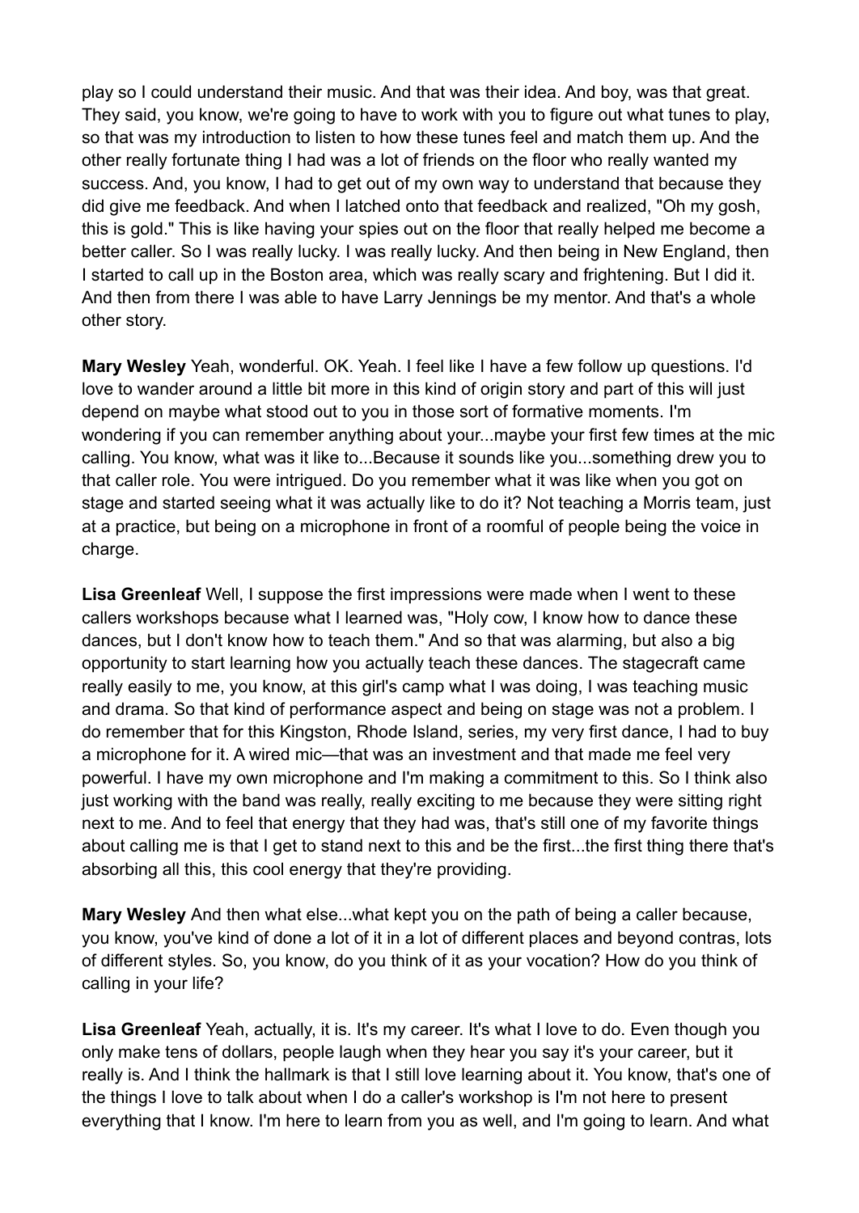play so I could understand their music. And that was their idea. And boy, was that great. They said, you know, we're going to have to work with you to figure out what tunes to play, so that was my introduction to listen to how these tunes feel and match them up. And the other really fortunate thing I had was a lot of friends on the floor who really wanted my success. And, you know, I had to get out of my own way to understand that because they did give me feedback. And when I latched onto that feedback and realized, "Oh my gosh, this is gold." This is like having your spies out on the floor that really helped me become a better caller. So I was really lucky. I was really lucky. And then being in New England, then I started to call up in the Boston area, which was really scary and frightening. But I did it. And then from there I was able to have Larry Jennings be my mentor. And that's a whole other story.

**Mary Wesley** Yeah, wonderful. OK. Yeah. I feel like I have a few follow up questions. I'd love to wander around a little bit more in this kind of origin story and part of this will just depend on maybe what stood out to you in those sort of formative moments. I'm wondering if you can remember anything about your...maybe your first few times at the mic calling. You know, what was it like to...Because it sounds like you...something drew you to that caller role. You were intrigued. Do you remember what it was like when you got on stage and started seeing what it was actually like to do it? Not teaching a Morris team, just at a practice, but being on a microphone in front of a roomful of people being the voice in charge.

**Lisa Greenleaf** Well, I suppose the first impressions were made when I went to these callers workshops because what I learned was, "Holy cow, I know how to dance these dances, but I don't know how to teach them." And so that was alarming, but also a big opportunity to start learning how you actually teach these dances. The stagecraft came really easily to me, you know, at this girl's camp what I was doing, I was teaching music and drama. So that kind of performance aspect and being on stage was not a problem. I do remember that for this Kingston, Rhode Island, series, my very first dance, I had to buy a microphone for it. A wired mic—that was an investment and that made me feel very powerful. I have my own microphone and I'm making a commitment to this. So I think also just working with the band was really, really exciting to me because they were sitting right next to me. And to feel that energy that they had was, that's still one of my favorite things about calling me is that I get to stand next to this and be the first...the first thing there that's absorbing all this, this cool energy that they're providing.

**Mary Wesley** And then what else...what kept you on the path of being a caller because, you know, you've kind of done a lot of it in a lot of different places and beyond contras, lots of different styles. So, you know, do you think of it as your vocation? How do you think of calling in your life?

**Lisa Greenleaf** Yeah, actually, it is. It's my career. It's what I love to do. Even though you only make tens of dollars, people laugh when they hear you say it's your career, but it really is. And I think the hallmark is that I still love learning about it. You know, that's one of the things I love to talk about when I do a caller's workshop is I'm not here to present everything that I know. I'm here to learn from you as well, and I'm going to learn. And what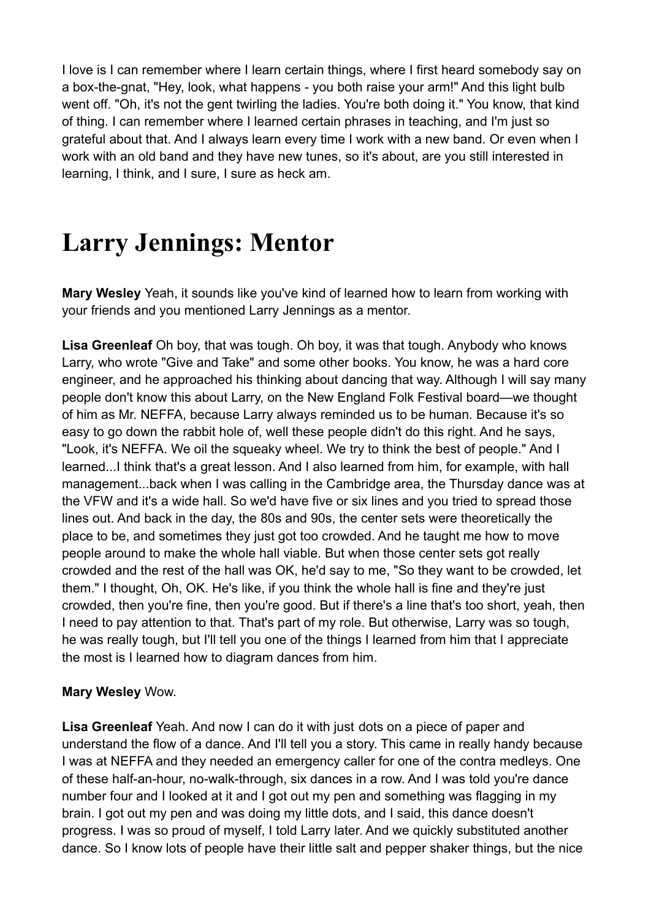I love is I can remember where I learn certain things, where I first heard somebody say on a box-the-gnat, "Hey, look, what happens - you both raise your arm!" And this light bulb went off. "Oh, it's not the gent twirling the ladies. You're both doing it." You know, that kind of thing. I can remember where I learned certain phrases in teaching, and I'm just so grateful about that. And I always learn every time I work with a new band. Or even when I work with an old band and they have new tunes, so it's about, are you still interested in learning, I think, and I sure, I sure as heck am.

# Larry Jennings: Mentor

**Mary Wesley** Yeah, it sounds like you've kind of learned how to learn from working with your friends and you mentioned Larry Jennings as a mentor.

**Lisa Greenleaf** Oh boy, that was tough. Oh boy, it was that tough. Anybody who knows Larry, who wrote "Give and Take" and some other books. You know, he was a hard core engineer, and he approached his thinking about dancing that way. Although I will say many people don't know this about Larry, on the New England Folk Festival board—we thought of him as Mr. NEFFA, because Larry always reminded us to be human. Because it's so easy to go down the rabbit hole of, well these people didn't do this right. And he says, "Look, it's NEFFA. We oil the squeaky wheel. We try to think the best of people." And I learned...I think that's a great lesson. And I also learned from him, for example, with hall management...back when I was calling in the Cambridge area, the Thursday dance was at the VFW and it's a wide hall. So we'd have five or six lines and you tried to spread those lines out. And back in the day, the 80s and 90s, the center sets were theoretically the place to be, and sometimes they just got too crowded. And he taught me how to move people around to make the whole hall viable. But when those center sets got really crowded and the rest of the hall was OK, he'd say to me, "So they want to be crowded, let them." I thought, Oh, OK. He's like, if you think the whole hall is fine and they're just crowded, then you're fine, then you're good. But if there's a line that's too short, yeah, then I need to pay attention to that. That's part of my role. But otherwise, Larry was so tough, he was really tough, but I'll tell you one of the things I learned from him that I appreciate the most is I learned how to diagram dances from him.

**Mary Wesley** Wow.

**Lisa Greenleaf** Yeah. And now I can do it with just dots on a piece of paper and understand the flow of a dance. And I'll tell you a story. This came in really handy because I was at NEFFA and they needed an emergency caller for one of the contra medleys. One of these half-an-hour, no-walk-through, six dances in a row. And I was told you're dance number four and I looked at it and I got out my pen and something was flagging in my brain. I got out my pen and was doing my little dots, and I said, this dance doesn't progress. I was so proud of myself, I told Larry later. And we quickly substituted another dance. So I know lots of people have their little salt and pepper shaker things, but the nice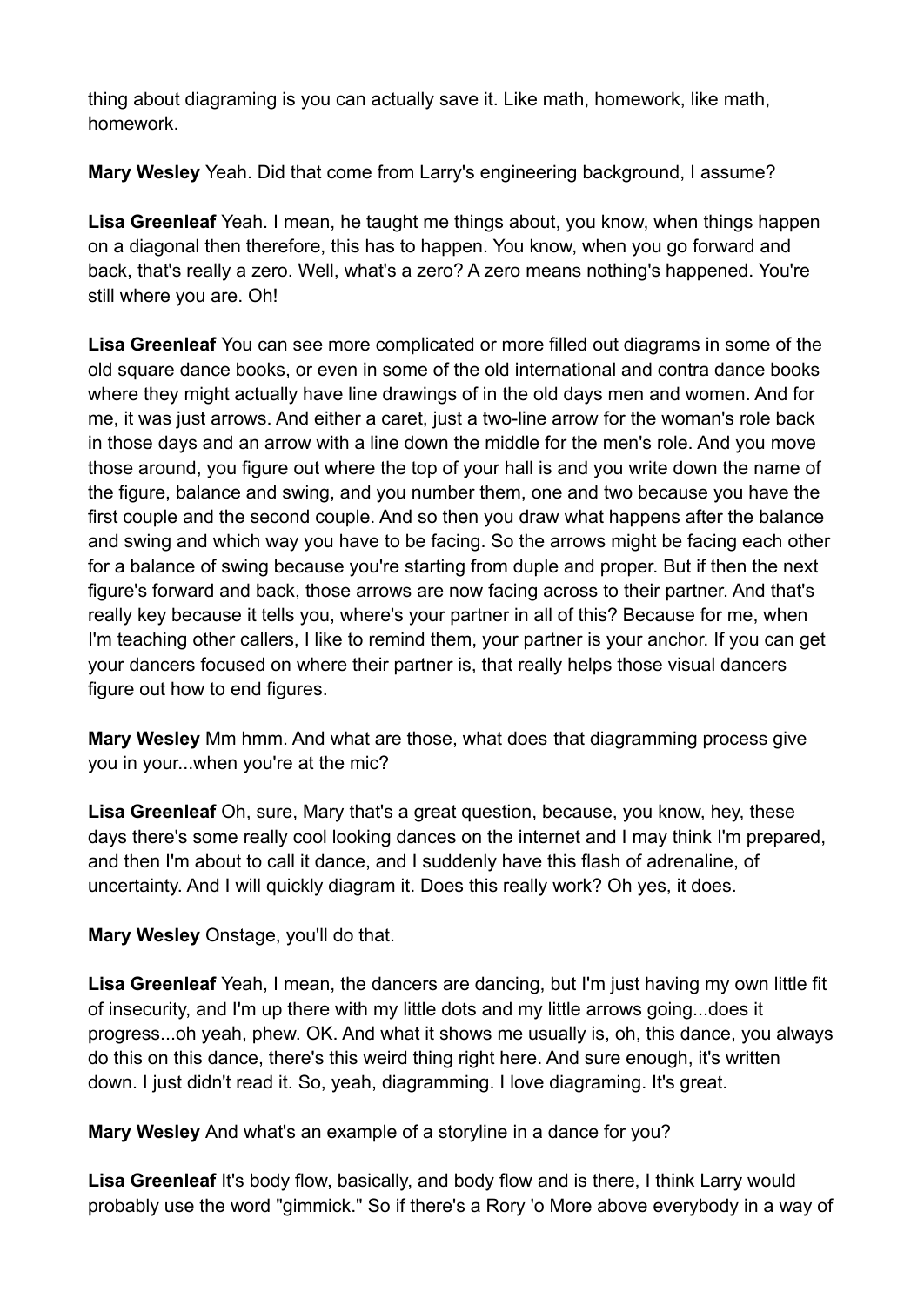thing about diagraming is you can actually save it. Like math, homework, like math, homework.

**Mary Wesley** Yeah. Did that come from Larry's engineering background, I assume?

**Lisa Greenleaf** Yeah. I mean, he taught me things about, you know, when things happen on a diagonal then therefore, this has to happen. You know, when you go forward and back, that's really a zero. Well, what's a zero? A zero means nothing's happened. You're still where you are. Oh!

**Lisa Greenleaf** You can see more complicated or more filled out diagrams in some of the old square dance books, or even in some of the old international and contra dance books where they might actually have line drawings of in the old days men and women. And for me, it was just arrows. And either a caret, just a two-line arrow for the woman's role back in those days and an arrow with a line down the middle for the men's role. And you move those around, you figure out where the top of your hall is and you write down the name of the figure, balance and swing, and you number them, one and two because you have the first couple and the second couple. And so then you draw what happens after the balance and swing and which way you have to be facing. So the arrows might be facing each other for a balance of swing because you're starting from duple and proper. But if then the next figure's forward and back, those arrows are now facing across to their partner. And that's really key because it tells you, where's your partner in all of this? Because for me, when I'm teaching other callers, I like to remind them, your partner is your anchor. If you can get your dancers focused on where their partner is, that really helps those visual dancers figure out how to end figures.

**Mary Wesley** Mm hmm. And what are those, what does that diagramming process give you in your...when you're at the mic?

**Lisa Greenleaf** Oh, sure, Mary that's a great question, because, you know, hey, these days there's some really cool looking dances on the internet and I may think I'm prepared, and then I'm about to call it dance, and I suddenly have this flash of adrenaline, of uncertainty. And I will quickly diagram it. Does this really work? Oh yes, it does.

**Mary Wesley** Onstage, you'll do that.

**Lisa Greenleaf** Yeah, I mean, the dancers are dancing, but I'm just having my own little fit of insecurity, and I'm up there with my little dots and my little arrows going...does it progress...oh yeah, phew. OK. And what it shows me usually is, oh, this dance, you always do this on this dance, there's this weird thing right here. And sure enough, it's written down. I just didn't read it. So, yeah, diagramming. I love diagraming. It's great.

**Mary Wesley** And what's an example of a storyline in a dance for you?

**Lisa Greenleaf** It's body flow, basically, and body flow and is there, I think Larry would probably use the word "gimmick." So if there's a Rory 'o More above everybody in a way of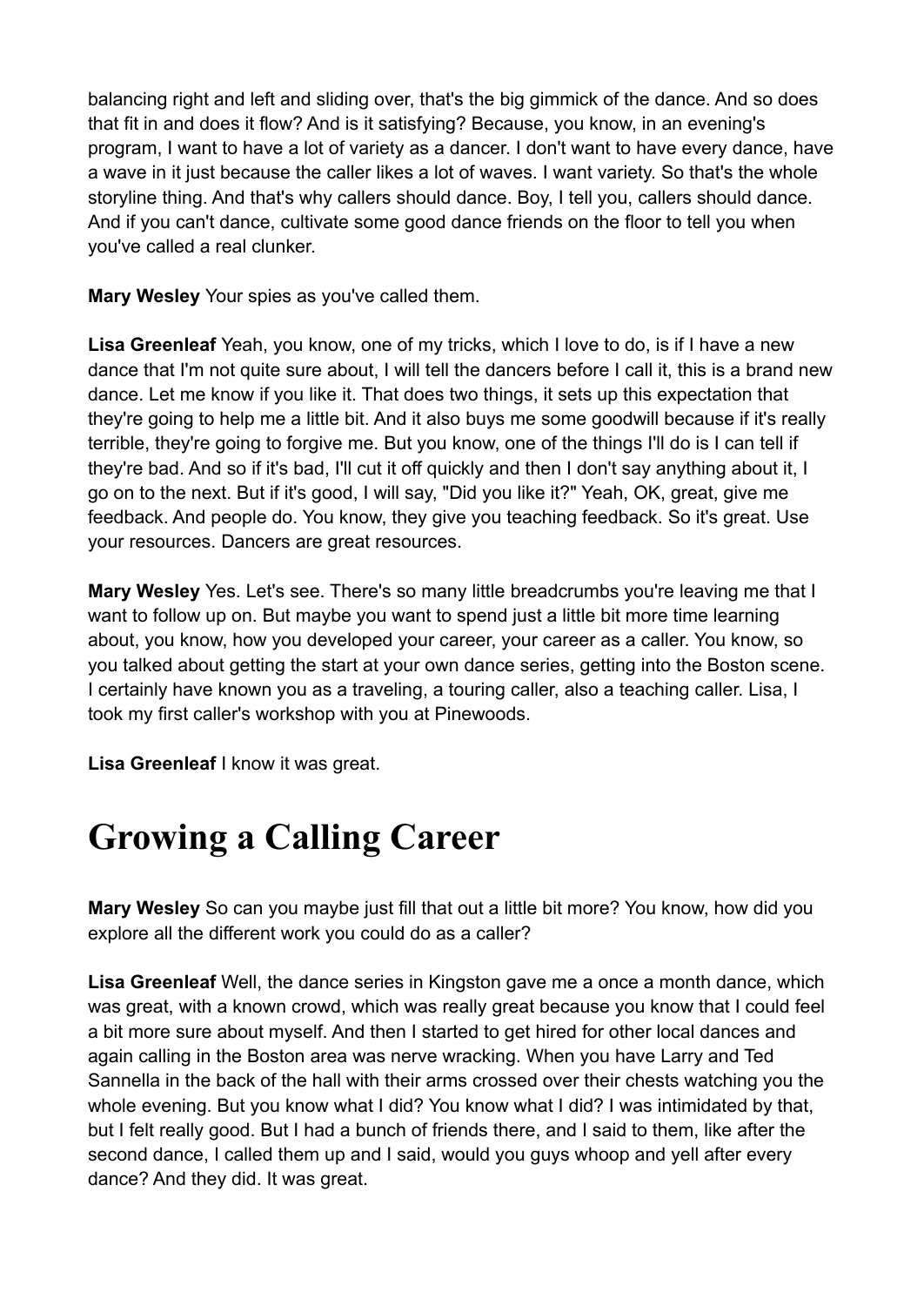balancing right and left and sliding over, that's the big gimmick of the dance. And so does that fit in and does it flow? And is it satisfying? Because, you know, in an evening's program, I want to have a lot of variety as a dancer. I don't want to have every dance, have a wave in it just because the caller likes a lot of waves. I want variety. So that's the whole storyline thing. And that's why callers should dance. Boy, I tell you, callers should dance. And if you can't dance, cultivate some good dance friends on the floor to tell you when you've called a real clunker.

**Mary Wesley** Your spies as you've called them.

**Lisa Greenleaf** Yeah, you know, one of my tricks, which I love to do, is if I have a new dance that I'm not quite sure about, I will tell the dancers before I call it, this is a brand new dance. Let me know if you like it. That does two things, it sets up this expectation that they're going to help me a little bit. And it also buys me some goodwill because if it's really terrible, they're going to forgive me. But you know, one of the things I'll do is I can tell if they're bad. And so if it's bad, I'll cut it off quickly and then I don't say anything about it, I go on to the next. But if it's good, I will say, "Did you like it?" Yeah, OK, great, give me feedback. And people do. You know, they give you teaching feedback. So it's great. Use your resources. Dancers are great resources.

**Mary Wesley** Yes. Let's see. There's so many little breadcrumbs you're leaving me that I want to follow up on. But maybe you want to spend just a little bit more time learning about, you know, how you developed your career, your career as a caller. You know, so you talked about getting the start at your own dance series, getting into the Boston scene. I certainly have known you as a traveling, a touring caller, also a teaching caller. Lisa, I took my first caller's workshop with you at Pinewoods.

**Lisa Greenleaf** I know it was great.

# Growing a Calling Career

**Mary Wesley** So can you maybe just fill that out a little bit more? You know, how did you explore all the different work you could do as a caller?

**Lisa Greenleaf** Well, the dance series in Kingston gave me a once a month dance, which was great, with a known crowd, which was really great because you know that I could feel a bit more sure about myself. And then I started to get hired for other local dances and again calling in the Boston area was nerve wracking. When you have Larry and Ted Sannella in the back of the hall with their arms crossed over their chests watching you the whole evening. But you know what I did? You know what I did? I was intimidated by that, but I felt really good. But I had a bunch of friends there, and I said to them, like after the second dance, I called them up and I said, would you guys whoop and yell after every dance? And they did. It was great.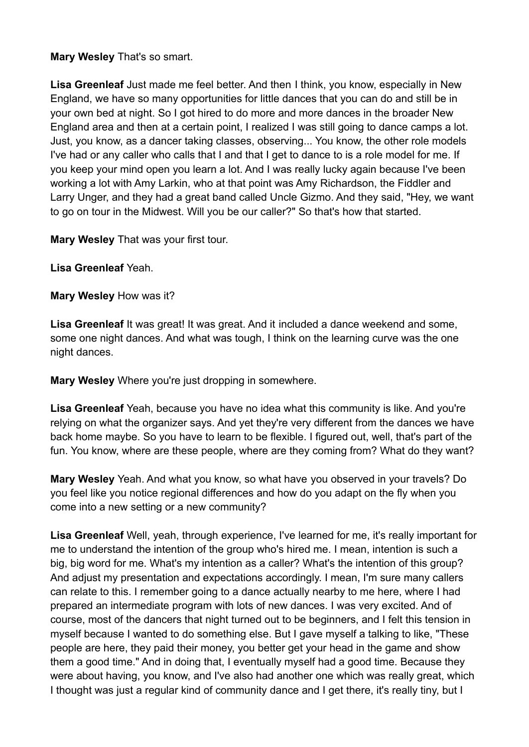**Mary Wesley** That's so smart.

**Lisa Greenleaf** Just made me feel better. And then I think, you know, especially in New England, we have so many opportunities for little dances that you can do and still be in your own bed at night. So I got hired to do more and more dances in the broader New England area and then at a certain point, I realized I was still going to dance camps a lot. Just, you know, as a dancer taking classes, observing... You know, the other role models I've had or any caller who calls that I and that I get to dance to is a role model for me. If you keep your mind open you learn a lot. And I was really lucky again because I've been working a lot with Amy Larkin, who at that point was Amy Richardson, the Fiddler and Larry Unger, and they had a great band called Uncle Gizmo. And they said, "Hey, we want to go on tour in the Midwest. Will you be our caller?" So that's how that started.

**Mary Wesley** That was your first tour.

**Lisa Greenleaf** Yeah.

**Mary Wesley** How was it?

**Lisa Greenleaf** It was great! It was great. And it included a dance weekend and some, some one night dances. And what was tough, I think on the learning curve was the one night dances.

**Mary Wesley** Where you're just dropping in somewhere.

**Lisa Greenleaf** Yeah, because you have no idea what this community is like. And you're relying on what the organizer says. And yet they're very different from the dances we have back home maybe. So you have to learn to be flexible. I figured out, well, that's part of the fun. You know, where are these people, where are they coming from? What do they want?

**Mary Wesley** Yeah. And what you know, so what have you observed in your travels? Do you feel like you notice regional differences and how do you adapt on the fly when you come into a new setting or a new community?

**Lisa Greenleaf** Well, yeah, through experience, I've learned for me, it's really important for me to understand the intention of the group who's hired me. I mean, intention is such a big, big word for me. What's my intention as a caller? What's the intention of this group? And adjust my presentation and expectations accordingly. I mean, I'm sure many callers can relate to this. I remember going to a dance actually nearby to me here, where I had prepared an intermediate program with lots of new dances. I was very excited. And of course, most of the dancers that night turned out to be beginners, and I felt this tension in myself because I wanted to do something else. But I gave myself a talking to like, "These people are here, they paid their money, you better get your head in the game and show them a good time." And in doing that, I eventually myself had a good time. Because they were about having, you know, and I've also had another one which was really great, which I thought was just a regular kind of community dance and I get there, it's really tiny, but I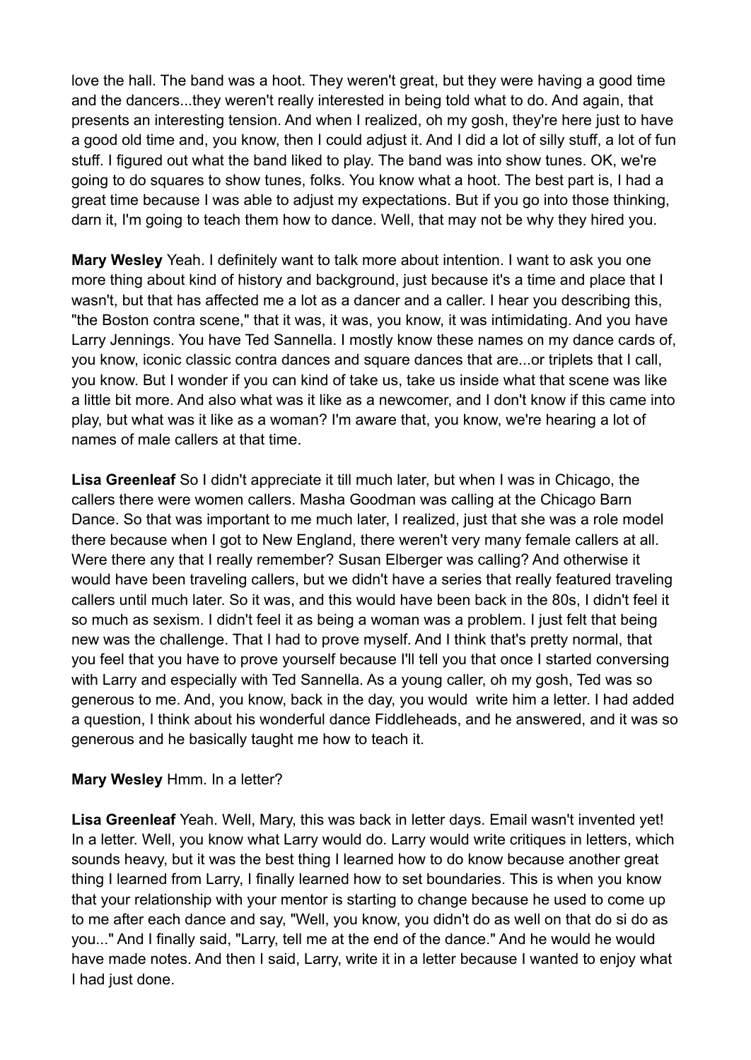love the hall. The band was a hoot. They weren't great, but they were having a good time and the dancers...they weren't really interested in being told what to do. And again, that presents an interesting tension. And when I realized, oh my gosh, they're here just to have a good old time and, you know, then I could adjust it. And I did a lot of silly stuff, a lot of fun stuff. I figured out what the band liked to play. The band was into show tunes. OK, we're going to do squares to show tunes, folks. You know what a hoot. The best part is, I had a great time because I was able to adjust my expectations. But if you go into those thinking, darn it, I'm going to teach them how to dance. Well, that may not be why they hired you.

**Mary Wesley** Yeah. I definitely want to talk more about intention. I want to ask you one more thing about kind of history and background, just because it's a time and place that I wasn't, but that has affected me a lot as a dancer and a caller. I hear you describing this, "the Boston contra scene," that it was, it was, you know, it was intimidating. And you have Larry Jennings. You have Ted Sannella. I mostly know these names on my dance cards of, you know, iconic classic contra dances and square dances that are...or triplets that I call, you know. But I wonder if you can kind of take us, take us inside what that scene was like a little bit more. And also what was it like as a newcomer, and I don't know if this came into play, but what was it like as a woman? I'm aware that, you know, we're hearing a lot of names of male callers at that time.

**Lisa Greenleaf** So I didn't appreciate it till much later, but when I was in Chicago, the callers there were women callers. Masha Goodman was calling at the Chicago Barn Dance. So that was important to me much later, I realized, just that she was a role model there because when I got to New England, there weren't very many female callers at all. Were there any that I really remember? Susan Elberger was calling? And otherwise it would have been traveling callers, but we didn't have a series that really featured traveling callers until much later. So it was, and this would have been back in the 80s, I didn't feel it so much as sexism. I didn't feel it as being a woman was a problem. I just felt that being new was the challenge. That I had to prove myself. And I think that's pretty normal, that you feel that you have to prove yourself because I'll tell you that once I started conversing with Larry and especially with Ted Sannella. As a young caller, oh my gosh, Ted was so generous to me. And, you know, back in the day, you would write him a letter. I had added a question, I think about his wonderful dance Fiddleheads, and he answered, and it was so generous and he basically taught me how to teach it.

**Mary Wesley** Hmm. In a letter?

**Lisa Greenleaf** Yeah. Well, Mary, this was back in letter days. Email wasn't invented yet! In a letter. Well, you know what Larry would do. Larry would write critiques in letters, which sounds heavy, but it was the best thing I learned how to do know because another great thing I learned from Larry, I finally learned how to set boundaries. This is when you know that your relationship with your mentor is starting to change because he used to come up to me after each dance and say, "Well, you know, you didn't do as well on that do si do as you..." And I finally said, "Larry, tell me at the end of the dance." And he would he would have made notes. And then I said, Larry, write it in a letter because I wanted to enjoy what I had just done.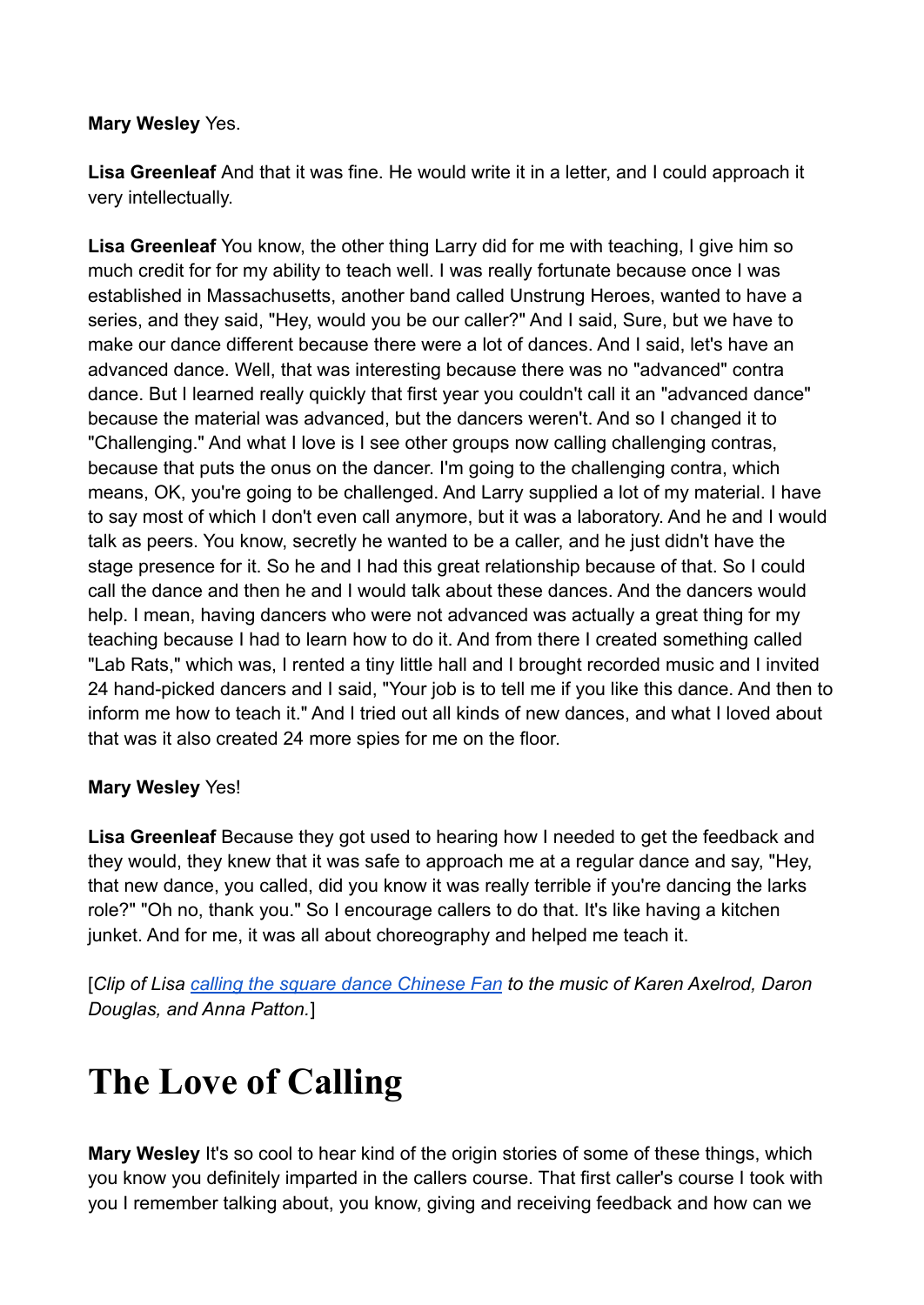**Mary Wesley** Yes.

**Lisa Greenleaf** And that it was fine. He would write it in a letter, and I could approach it very intellectually.

**Lisa Greenleaf** You know, the other thing Larry did for me with teaching, I give him so much credit for for my ability to teach well. I was really fortunate because once I was established in Massachusetts, another band called Unstrung Heroes, wanted to have a series, and they said, "Hey, would you be our caller?" And I said, Sure, but we have to make our dance different because there were a lot of dances. And I said, let's have an advanced dance. Well, that was interesting because there was no "advanced" contra dance. But I learned really quickly that first year you couldn't call it an "advanced dance" because the material was advanced, but the dancers weren't. And so I changed it to "Challenging." And what I love is I see other groups now calling challenging contras, because that puts the onus on the dancer. I'm going to the challenging contra, which means, OK, you're going to be challenged. And Larry supplied a lot of my material. I have to say most of which I don't even call anymore, but it was a laboratory. And he and I would talk as peers. You know, secretly he wanted to be a caller, and he just didn't have the stage presence for it. So he and I had this great relationship because of that. So I could call the dance and then he and I would talk about these dances. And the dancers would help. I mean, having dancers who were not advanced was actually a great thing for my teaching because I had to learn how to do it. And from there I created something called "Lab Rats," which was, I rented a tiny little hall and I brought recorded music and I invited 24 hand-picked dancers and I said, "Your job is to tell me if you like this dance. And then to inform me how to teach it." And I tried out all kinds of new dances, and what I loved about that was it also created 24 more spies for me on the floor.

**Mary Wesley** Yes!

**Lisa Greenleaf** Because they got used to hearing how I needed to get the feedback and they would, they knew that it was safe to approach me at a regular dance and say, "Hey, that new dance, you called, did you know it was really terrible if you're dancing the larks role?" "Oh no, thank you." So I encourage callers to do that. It's like having a kitchen junket. And for me, it was all about choreography and helped me teach it.

[*Clip of Lisa calling the square dance Chinese Fan to the music of Karen Axelrod, Daron Douglas, and Anna Patton.*]

# The Love of Calling

**Mary Wesley** It's so cool to hear kind of the origin stories of some of these things, which you know you definitely imparted in the callers course. That first caller's course I took with you I remember talking about, you know, giving and receiving feedback and how can we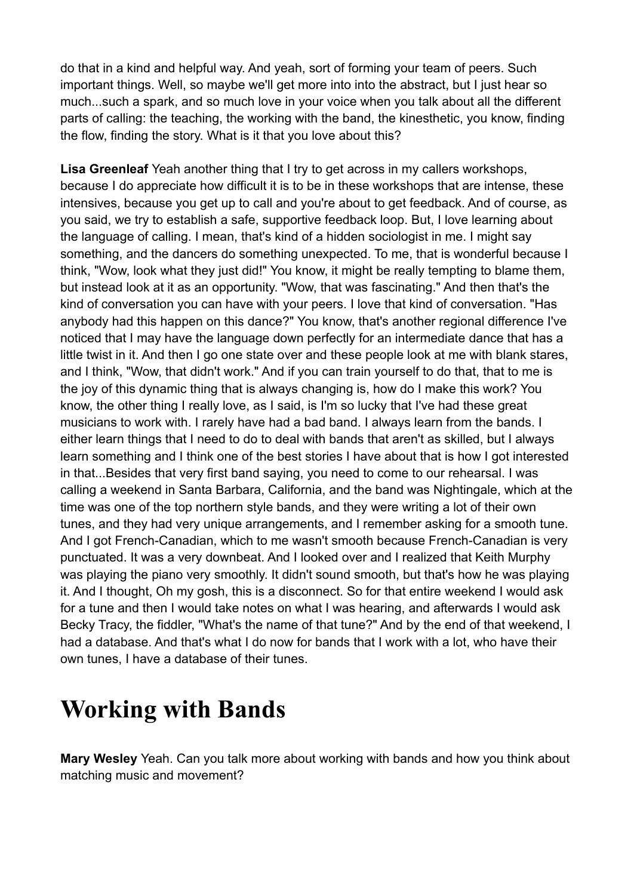do that in a kind and helpful way. And yeah, sort of forming your team of peers. Such important things. Well, so maybe we'll get more into into the abstract, but I just hear so much...such a spark, and so much love in your voice when you talk about all the different parts of calling: the teaching, the working with the band, the kinesthetic, you know, finding the flow, finding the story. What is it that you love about this?

**Lisa Greenleaf** Yeah another thing that I try to get across in my callers workshops, because I do appreciate how difficult it is to be in these workshops that are intense, these intensives, because you get up to call and you're about to get feedback. And of course, as you said, we try to establish a safe, supportive feedback loop. But, I love learning about the language of calling. I mean, that's kind of a hidden sociologist in me. I might say something, and the dancers do something unexpected. To me, that is wonderful because I think, "Wow, look what they just did!" You know, it might be really tempting to blame them, but instead look at it as an opportunity. "Wow, that was fascinating." And then that's the kind of conversation you can have with your peers. I love that kind of conversation. "Has anybody had this happen on this dance?" You know, that's another regional difference I've noticed that I may have the language down perfectly for an intermediate dance that has a little twist in it. And then I go one state over and these people look at me with blank stares, and I think, "Wow, that didn't work." And if you can train yourself to do that, that to me is the joy of this dynamic thing that is always changing is, how do I make this work? You know, the other thing I really love, as I said, is I'm so lucky that I've had these great musicians to work with. I rarely have had a bad band. I always learn from the bands. I either learn things that I need to do to deal with bands that aren't as skilled, but I always learn something and I think one of the best stories I have about that is how I got interested in that...Besides that very first band saying, you need to come to our rehearsal. I was calling a weekend in Santa Barbara, California, and the band was Nightingale, which at the time was one of the top northern style bands, and they were writing a lot of their own tunes, and they had very unique arrangements, and I remember asking for a smooth tune. And I got French-Canadian, which to me wasn't smooth because French-Canadian is very punctuated. It was a very downbeat. And I looked over and I realized that Keith Murphy was playing the piano very smoothly. It didn't sound smooth, but that's how he was playing it. And I thought, Oh my gosh, this is a disconnect. So for that entire weekend I would ask for a tune and then I would take notes on what I was hearing, and afterwards I would ask Becky Tracy, the fiddler, "What's the name of that tune?" And by the end of that weekend, I had a database. And that's what I do now for bands that I work with a lot, who have their own tunes, I have a database of their tunes.

# Working with Bands

**Mary Wesley** Yeah. Can you talk more about working with bands and how you think about matching music and movement?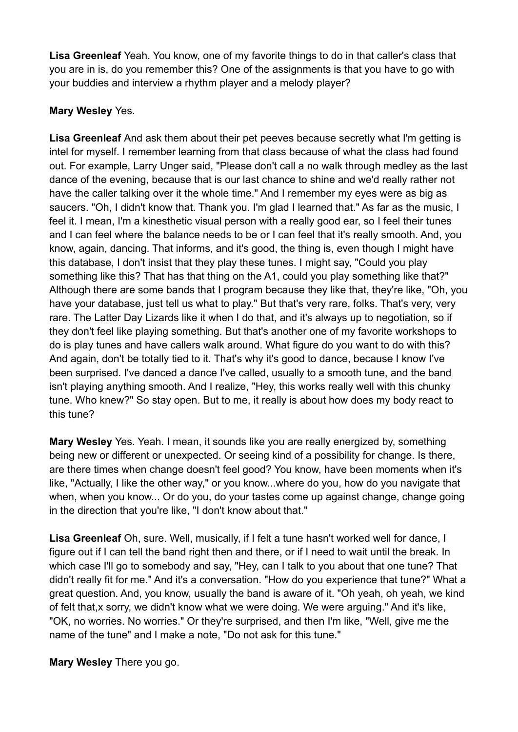**Lisa Greenleaf** Yeah. You know, one of my favorite things to do in that caller's class that you are in is, do you remember this? One of the assignments is that you have to go with your buddies and interview a rhythm player and a melody player?

**Mary Wesley** Yes.

**Lisa Greenleaf** And ask them about their pet peeves because secretly what I'm getting is intel for myself. I remember learning from that class because of what the class had found out. For example, Larry Unger said, "Please don't call a no walk through medley as the last dance of the evening, because that is our last chance to shine and we'd really rather not have the caller talking over it the whole time." And I remember my eyes were as big as saucers. "Oh, I didn't know that. Thank you. I'm glad I learned that." As far as the music, I feel it. I mean, I'm a kinesthetic visual person with a really good ear, so I feel their tunes and I can feel where the balance needs to be or I can feel that it's really smooth. And, you know, again, dancing. That informs, and it's good, the thing is, even though I might have this database, I don't insist that they play these tunes. I might say, "Could you play something like this? That has that thing on the A1, could you play something like that?" Although there are some bands that I program because they like that, they're like, "Oh, you have your database, just tell us what to play." But that's very rare, folks. That's very, very rare. The Latter Day Lizards like it when I do that, and it's always up to negotiation, so if they don't feel like playing something. But that's another one of my favorite workshops to do is play tunes and have callers walk around. What figure do you want to do with this? And again, don't be totally tied to it. That's why it's good to dance, because I know I've been surprised. I've danced a dance I've called, usually to a smooth tune, and the band isn't playing anything smooth. And I realize, "Hey, this works really well with this chunky tune. Who knew?" So stay open. But to me, it really is about how does my body react to this tune?

**Mary Wesley** Yes. Yeah. I mean, it sounds like you are really energized by, something being new or different or unexpected. Or seeing kind of a possibility for change. Is there, are there times when change doesn't feel good? You know, have been moments when it's like, "Actually, I like the other way," or you know...where do you, how do you navigate that when, when you know... Or do you, do your tastes come up against change, change going in the direction that you're like, "I don't know about that."

**Lisa Greenleaf** Oh, sure. Well, musically, if I felt a tune hasn't worked well for dance, I figure out if I can tell the band right then and there, or if I need to wait until the break. In which case I'll go to somebody and say, "Hey, can I talk to you about that one tune? That didn't really fit for me." And it's a conversation. "How do you experience that tune?" What a great question. And, you know, usually the band is aware of it. "Oh yeah, oh yeah, we kind of felt that,x sorry, we didn't know what we were doing. We were arguing." And it's like, "OK, no worries. No worries." Or they're surprised, and then I'm like, "Well, give me the name of the tune" and I make a note, "Do not ask for this tune."

**Mary Wesley** There you go.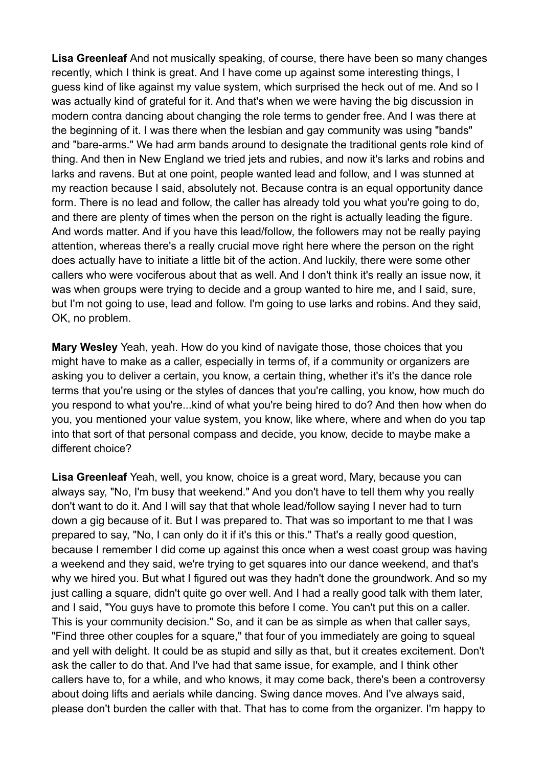**Lisa Greenleaf** And not musically speaking, of course, there have been so many changes recently, which I think is great. And I have come up against some interesting things, I guess kind of like against my value system, which surprised the heck out of me. And so I was actually kind of grateful for it. And that's when we were having the big discussion in modern contra dancing about changing the role terms to gender free. And I was there at the beginning of it. I was there when the lesbian and gay community was using "bands" and "bare-arms." We had arm bands around to designate the traditional gents role kind of thing. And then in New England we tried jets and rubies, and now it's larks and robins and larks and ravens. But at one point, people wanted lead and follow, and I was stunned at my reaction because I said, absolutely not. Because contra is an equal opportunity dance form. There is no lead and follow, the caller has already told you what you're going to do, and there are plenty of times when the person on the right is actually leading the figure. And words matter. And if you have this lead/follow, the followers may not be really paying attention, whereas there's a really crucial move right here where the person on the right does actually have to initiate a little bit of the action. And luckily, there were some other callers who were vociferous about that as well. And I don't think it's really an issue now, it was when groups were trying to decide and a group wanted to hire me, and I said, sure, but I'm not going to use, lead and follow. I'm going to use larks and robins. And they said, OK, no problem.

**Mary Wesley** Yeah, yeah. How do you kind of navigate those, those choices that you might have to make as a caller, especially in terms of, if a community or organizers are asking you to deliver a certain, you know, a certain thing, whether it's it's the dance role terms that you're using or the styles of dances that you're calling, you know, how much do you respond to what you're...kind of what you're being hired to do? And then how when do you, you mentioned your value system, you know, like where, where and when do you tap into that sort of that personal compass and decide, you know, decide to maybe make a different choice?

**Lisa Greenleaf** Yeah, well, you know, choice is a great word, Mary, because you can always say, "No, I'm busy that weekend." And you don't have to tell them why you really don't want to do it. And I will say that that whole lead/follow saying I never had to turn down a gig because of it. But I was prepared to. That was so important to me that I was prepared to say, "No, I can only do it if it's this or this." That's a really good question, because I remember I did come up against this once when a west coast group was having a weekend and they said, we're trying to get squares into our dance weekend, and that's why we hired you. But what I figured out was they hadn't done the groundwork. And so my just calling a square, didn't quite go over well. And I had a really good talk with them later, and I said, "You guys have to promote this before I come. You can't put this on a caller. This is your community decision." So, and it can be as simple as when that caller says, "Find three other couples for a square," that four of you immediately are going to squeal and yell with delight. It could be as stupid and silly as that, but it creates excitement. Don't ask the caller to do that. And I've had that same issue, for example, and I think other callers have to, for a while, and who knows, it may come back, there's been a controversy about doing lifts and aerials while dancing. Swing dance moves. And I've always said, please don't burden the caller with that. That has to come from the organizer. I'm happy to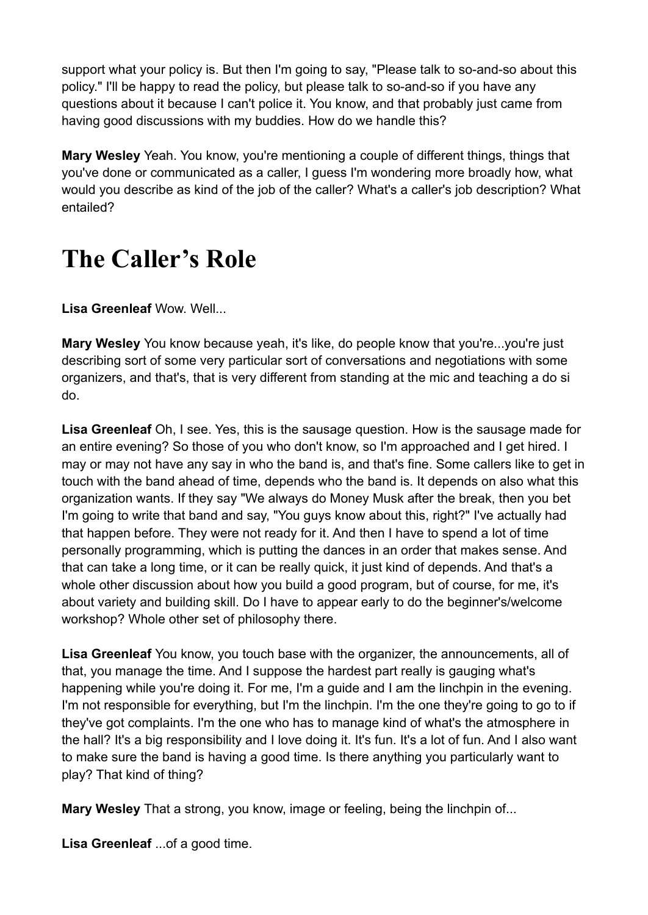support what your policy is. But then I'm going to say, "Please talk to so-and-so about this policy." I'll be happy to read the policy, but please talk to so-and-so if you have any questions about it because I can't police it. You know, and that probably just came from having good discussions with my buddies. How do we handle this?

**Mary Wesley** Yeah. You know, you're mentioning a couple of different things, things that you've done or communicated as a caller, I guess I'm wondering more broadly how, what would you describe as kind of the job of the caller? What's a caller's job description? What entailed?

# The Caller's Role

**Lisa Greenleaf** Wow. Well...

**Mary Wesley** You know because yeah, it's like, do people know that you're...you're just describing sort of some very particular sort of conversations and negotiations with some organizers, and that's, that is very different from standing at the mic and teaching a do si do.

**Lisa Greenleaf** Oh, I see. Yes, this is the sausage question. How is the sausage made for an entire evening? So those of you who don't know, so I'm approached and I get hired. I may or may not have any say in who the band is, and that's fine. Some callers like to get in touch with the band ahead of time, depends who the band is. It depends on also what this organization wants. If they say "We always do Money Musk after the break, then you bet I'm going to write that band and say, "You guys know about this, right?" I've actually had that happen before. They were not ready for it. And then I have to spend a lot of time personally programming, which is putting the dances in an order that makes sense. And that can take a long time, or it can be really quick, it just kind of depends. And that's a whole other discussion about how you build a good program, but of course, for me, it's about variety and building skill. Do I have to appear early to do the beginner's/welcome workshop? Whole other set of philosophy there.

**Lisa Greenleaf** You know, you touch base with the organizer, the announcements, all of that, you manage the time. And I suppose the hardest part really is gauging what's happening while you're doing it. For me, I'm a guide and I am the linchpin in the evening. I'm not responsible for everything, but I'm the linchpin. I'm the one they're going to go to if they've got complaints. I'm the one who has to manage kind of what's the atmosphere in the hall? It's a big responsibility and I love doing it. It's fun. It's a lot of fun. And I also want to make sure the band is having a good time. Is there anything you particularly want to play? That kind of thing?

**Mary Wesley** That a strong, you know, image or feeling, being the linchpin of...

**Lisa Greenleaf** ...of a good time.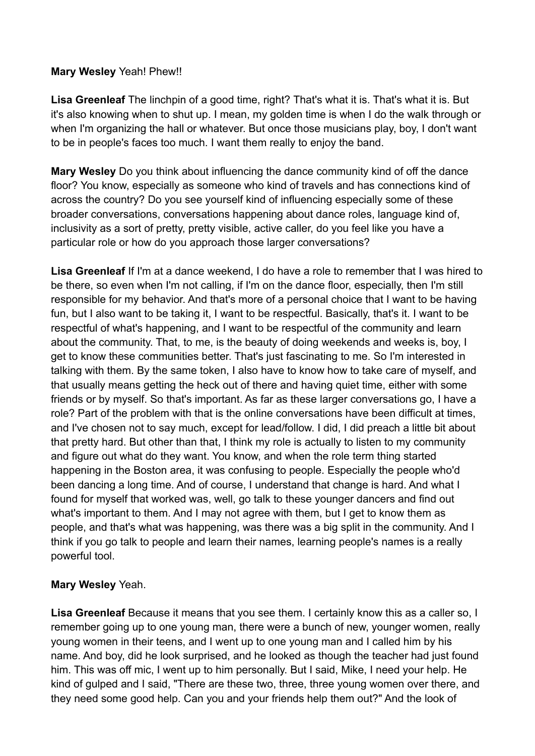**Mary Wesley** Yeah! Phew!!

**Lisa Greenleaf** The linchpin of a good time, right? That's what it is. That's what it is. But it's also knowing when to shut up. I mean, my golden time is when I do the walk through or when I'm organizing the hall or whatever. But once those musicians play, boy, I don't want to be in people's faces too much. I want them really to enjoy the band.

**Mary Wesley** Do you think about influencing the dance community kind of off the dance floor? You know, especially as someone who kind of travels and has connections kind of across the country? Do you see yourself kind of influencing especially some of these broader conversations, conversations happening about dance roles, language kind of, inclusivity as a sort of pretty, pretty visible, active caller, do you feel like you have a particular role or how do you approach those larger conversations?

**Lisa Greenleaf** If I'm at a dance weekend, I do have a role to remember that I was hired to be there, so even when I'm not calling, if I'm on the dance floor, especially, then I'm still responsible for my behavior. And that's more of a personal choice that I want to be having fun, but I also want to be taking it, I want to be respectful. Basically, that's it. I want to be respectful of what's happening, and I want to be respectful of the community and learn about the community. That, to me, is the beauty of doing weekends and weeks is, boy, I get to know these communities better. That's just fascinating to me. So I'm interested in talking with them. By the same token, I also have to know how to take care of myself, and that usually means getting the heck out of there and having quiet time, either with some friends or by myself. So that's important. As far as these larger conversations go, I have a role? Part of the problem with that is the online conversations have been difficult at times, and I've chosen not to say much, except for lead/follow. I did, I did preach a little bit about that pretty hard. But other than that, I think my role is actually to listen to my community and figure out what do they want. You know, and when the role term thing started happening in the Boston area, it was confusing to people. Especially the people who'd been dancing a long time. And of course, I understand that change is hard. And what I found for myself that worked was, well, go talk to these younger dancers and find out what's important to them. And I may not agree with them, but I get to know them as people, and that's what was happening, was there was a big split in the community. And I think if you go talk to people and learn their names, learning people's names is a really powerful tool.

**Mary Wesley** Yeah.

**Lisa Greenleaf** Because it means that you see them. I certainly know this as a caller so, I remember going up to one young man, there were a bunch of new, younger women, really young women in their teens, and I went up to one young man and I called him by his name. And boy, did he look surprised, and he looked as though the teacher had just found him. This was off mic, I went up to him personally. But I said, Mike, I need your help. He kind of gulped and I said, "There are these two, three, three young women over there, and they need some good help. Can you and your friends help them out?" And the look of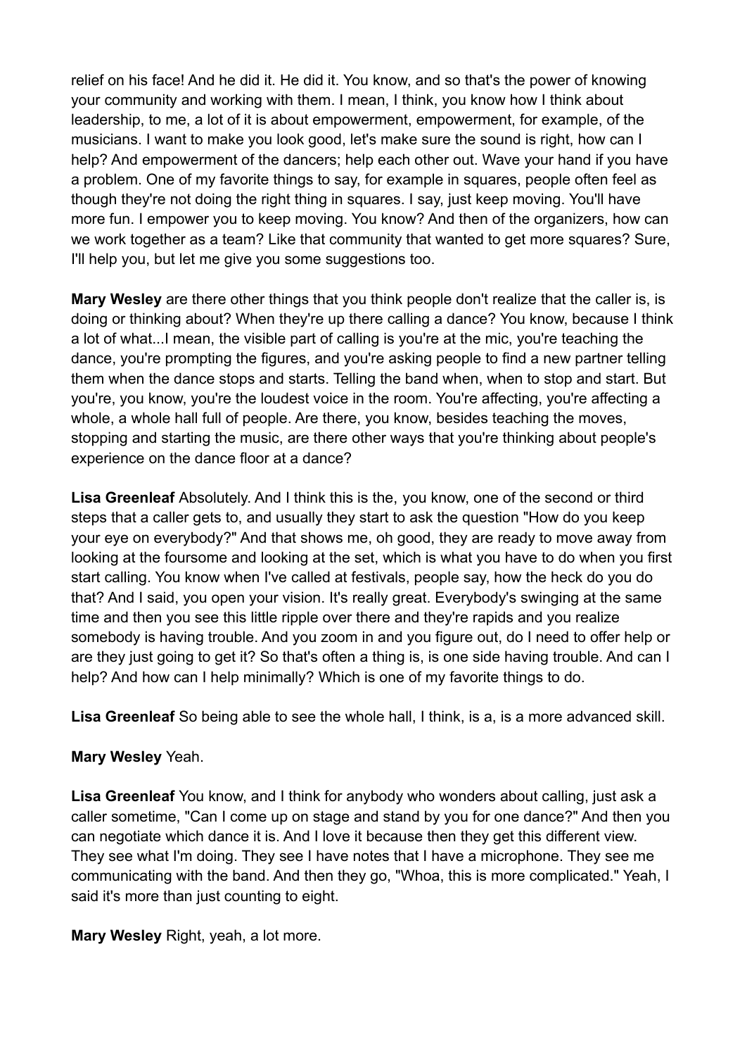relief on his face! And he did it. He did it. You know, and so that's the power of knowing your community and working with them. I mean, I think, you know how I think about leadership, to me, a lot of it is about empowerment, empowerment, for example, of the musicians. I want to make you look good, let's make sure the sound is right, how can I help? And empowerment of the dancers; help each other out. Wave your hand if you have a problem. One of my favorite things to say, for example in squares, people often feel as though they're not doing the right thing in squares. I say, just keep moving. You'll have more fun. I empower you to keep moving. You know? And then of the organizers, how can we work together as a team? Like that community that wanted to get more squares? Sure, I'll help you, but let me give you some suggestions too.

**Mary Wesley** are there other things that you think people don't realize that the caller is, is doing or thinking about? When they're up there calling a dance? You know, because I think a lot of what...I mean, the visible part of calling is you're at the mic, you're teaching the dance, you're prompting the figures, and you're asking people to find a new partner telling them when the dance stops and starts. Telling the band when, when to stop and start. But you're, you know, you're the loudest voice in the room. You're affecting, you're affecting a whole, a whole hall full of people. Are there, you know, besides teaching the moves, stopping and starting the music, are there other ways that you're thinking about people's experience on the dance floor at a dance?

**Lisa Greenleaf** Absolutely. And I think this is the, you know, one of the second or third steps that a caller gets to, and usually they start to ask the question "How do you keep your eye on everybody?" And that shows me, oh good, they are ready to move away from looking at the foursome and looking at the set, which is what you have to do when you first start calling. You know when I've called at festivals, people say, how the heck do you do that? And I said, you open your vision. It's really great. Everybody's swinging at the same time and then you see this little ripple over there and they're rapids and you realize somebody is having trouble. And you zoom in and you figure out, do I need to offer help or are they just going to get it? So that's often a thing is, is one side having trouble. And can I help? And how can I help minimally? Which is one of my favorite things to do.

**Lisa Greenleaf** So being able to see the whole hall, I think, is a, is a more advanced skill.

**Mary Wesley** Yeah.

**Lisa Greenleaf** You know, and I think for anybody who wonders about calling, just ask a caller sometime, "Can I come up on stage and stand by you for one dance?" And then you can negotiate which dance it is. And I love it because then they get this different view. They see what I'm doing. They see I have notes that I have a microphone. They see me communicating with the band. And then they go, "Whoa, this is more complicated." Yeah, I said it's more than just counting to eight.

**Mary Wesley** Right, yeah, a lot more.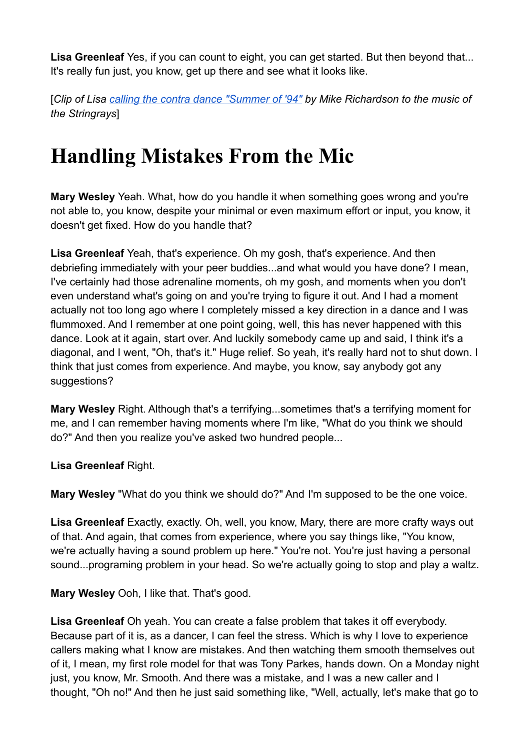**Lisa Greenleaf** Yes, if you can count to eight, you can get started. But then beyond that... It's really fun just, you know, get up there and see what it looks like.

[*Clip of Lisa [calling the contra dance "Summer of '94"]() by Mike Richardson to the music of the Stringrays*]

# Handling Mistakes From the Mic

**Mary Wesley** Yeah. What, how do you handle it when something goes wrong and you're not able to, you know, despite your minimal or even maximum effort or input, you know, it doesn't get fixed. How do you handle that?

**Lisa Greenleaf** Yeah, that's experience. Oh my gosh, that's experience. And then debriefing immediately with your peer buddies...and what would you have done? I mean, I've certainly had those adrenaline moments, oh my gosh, and moments when you don't even understand what's going on and you're trying to figure it out. And I had a moment actually not too long ago where I completely missed a key direction in a dance and I was flummoxed. And I remember at one point going, well, this has never happened with this dance. Look at it again, start over. And luckily somebody came up and said, I think it's a diagonal, and I went, "Oh, that's it." Huge relief. So yeah, it's really hard not to shut down. I think that just comes from experience. And maybe, you know, say anybody got any suggestions?

**Mary Wesley** Right. Although that's a terrifying...sometimes that's a terrifying moment for me, and I can remember having moments where I'm like, "What do you think we should do?" And then you realize you've asked two hundred people...

**Lisa Greenleaf** Right.

**Mary Wesley** "What do you think we should do?" And I'm supposed to be the one voice.

**Lisa Greenleaf** Exactly, exactly. Oh, well, you know, Mary, there are more crafty ways out of that. And again, that comes from experience, where you say things like, "You know, we're actually having a sound problem up here." You're not. You're just having a personal sound...programing problem in your head. So we're actually going to stop and play a waltz.

**Mary Wesley** Ooh, I like that. That's good.

**Lisa Greenleaf** Oh yeah. You can create a false problem that takes it off everybody. Because part of it is, as a dancer, I can feel the stress. Which is why I love to experience callers making what I know are mistakes. And then watching them smooth themselves out of it, I mean, my first role model for that was Tony Parkes, hands down. On a Monday night just, you know, Mr. Smooth. And there was a mistake, and I was a new caller and I thought, "Oh no!" And then he just said something like, "Well, actually, let's make that go to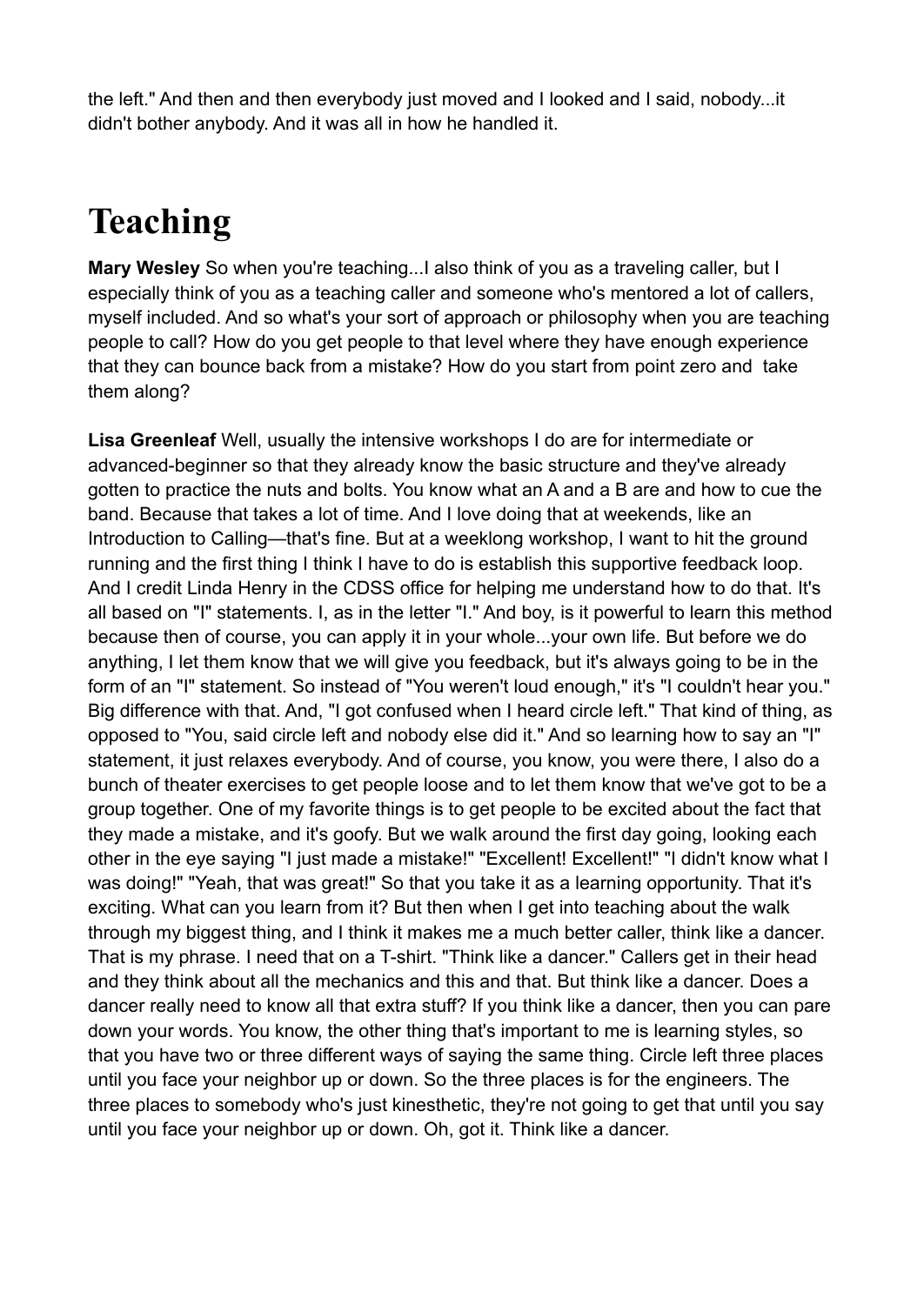the left." And then and then everybody just moved and I looked and I said, nobody...it didn't bother anybody. And it was all in how he handled it.

# Teaching

**Mary Wesley** So when you're teaching...I also think of you as a traveling caller, but I especially think of you as a teaching caller and someone who's mentored a lot of callers, myself included. And so what's your sort of approach or philosophy when you are teaching people to call? How do you get people to that level where they have enough experience that they can bounce back from a mistake? How do you start from point zero and take them along?

**Lisa Greenleaf** Well, usually the intensive workshops I do are for intermediate or advanced-beginner so that they already know the basic structure and they've already gotten to practice the nuts and bolts. You know what an A and a B are and how to cue the band. Because that takes a lot of time. And I love doing that at weekends, like an Introduction to Calling—that's fine. But at a weeklong workshop, I want to hit the ground running and the first thing I think I have to do is establish this supportive feedback loop. And I credit Linda Henry in the CDSS office for helping me understand how to do that. It's all based on "I" statements. I, as in the letter "I." And boy, is it powerful to learn this method because then of course, you can apply it in your whole...your own life. But before we do anything, I let them know that we will give you feedback, but it's always going to be in the form of an "I" statement. So instead of "You weren't loud enough," it's "I couldn't hear you." Big difference with that. And, "I got confused when I heard circle left." That kind of thing, as opposed to "You, said circle left and nobody else did it." And so learning how to say an "I" statement, it just relaxes everybody. And of course, you know, you were there, I also do a bunch of theater exercises to get people loose and to let them know that we've got to be a group together. One of my favorite things is to get people to be excited about the fact that they made a mistake, and it's goofy. But we walk around the first day going, looking each other in the eye saying "I just made a mistake!" "Excellent! Excellent!" "I didn't know what I was doing!" "Yeah, that was great!" So that you take it as a learning opportunity. That it's exciting. What can you learn from it? But then when I get into teaching about the walk through my biggest thing, and I think it makes me a much better caller, think like a dancer. That is my phrase. I need that on a T-shirt. "Think like a dancer." Callers get in their head and they think about all the mechanics and this and that. But think like a dancer. Does a dancer really need to know all that extra stuff? If you think like a dancer, then you can pare down your words. You know, the other thing that's important to me is learning styles, so that you have two or three different ways of saying the same thing. Circle left three places until you face your neighbor up or down. So the three places is for the engineers. The three places to somebody who's just kinesthetic, they're not going to get that until you say until you face your neighbor up or down. Oh, got it. Think like a dancer.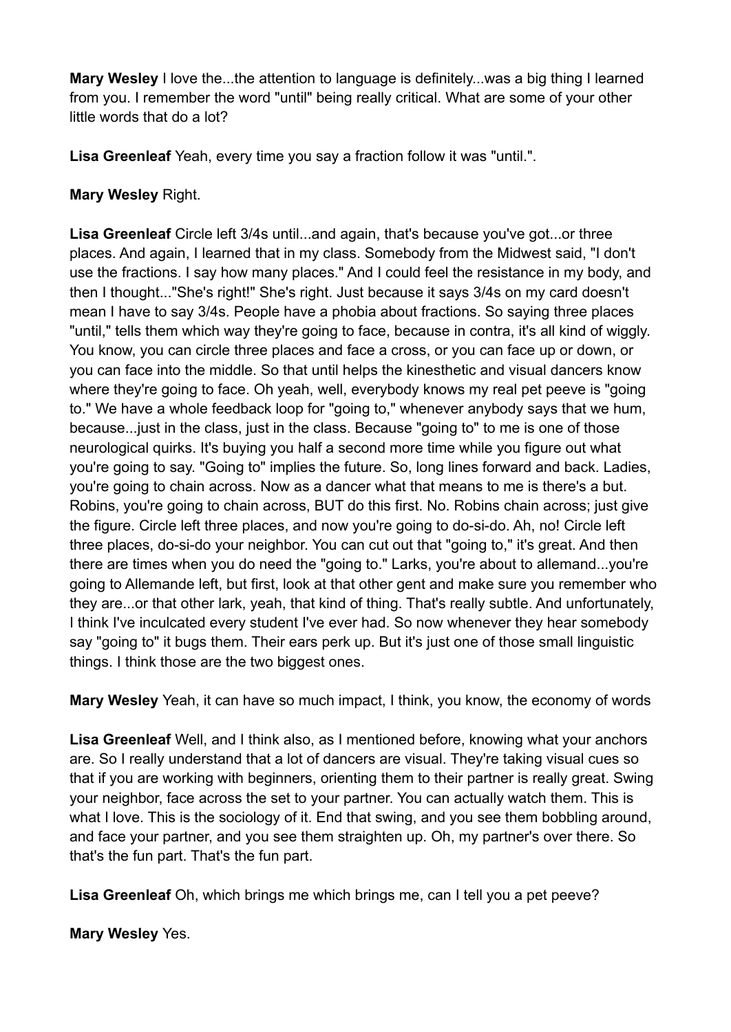**Mary Wesley** I love the...the attention to language is definitely...was a big thing I learned from you. I remember the word "until" being really critical. What are some of your other little words that do a lot?

**Lisa Greenleaf** Yeah, every time you say a fraction follow it was "until.".

**Mary Wesley** Right.

**Lisa Greenleaf** Circle left 3/4s until...and again, that's because you've got...or three places. And again, I learned that in my class. Somebody from the Midwest said, "I don't use the fractions. I say how many places." And I could feel the resistance in my body, and then I thought..."She's right!" She's right. Just because it says 3/4s on my card doesn't mean I have to say 3/4s. People have a phobia about fractions. So saying three places "until," tells them which way they're going to face, because in contra, it's all kind of wiggly. You know, you can circle three places and face a cross, or you can face up or down, or you can face into the middle. So that until helps the kinesthetic and visual dancers know where they're going to face. Oh yeah, well, everybody knows my real pet peeve is "going to." We have a whole feedback loop for "going to," whenever anybody says that we hum, because...just in the class, just in the class. Because "going to" to me is one of those neurological quirks. It's buying you half a second more time while you figure out what you're going to say. "Going to" implies the future. So, long lines forward and back. Ladies, you're going to chain across. Now as a dancer what that means to me is there's a but. Robins, you're going to chain across, BUT do this first. No. Robins chain across; just give the figure. Circle left three places, and now you're going to do-si-do. Ah, no! Circle left three places, do-si-do your neighbor. You can cut out that "going to," it's great. And then there are times when you do need the "going to." Larks, you're about to allemand...you're going to Allemande left, but first, look at that other gent and make sure you remember who they are...or that other lark, yeah, that kind of thing. That's really subtle. And unfortunately, I think I've inculcated every student I've ever had. So now whenever they hear somebody say "going to" it bugs them. Their ears perk up. But it's just one of those small linguistic things. I think those are the two biggest ones.

**Mary Wesley** Yeah, it can have so much impact, I think, you know, the economy of words

**Lisa Greenleaf** Well, and I think also, as I mentioned before, knowing what your anchors are. So I really understand that a lot of dancers are visual. They're taking visual cues so that if you are working with beginners, orienting them to their partner is really great. Swing your neighbor, face across the set to your partner. You can actually watch them. This is what I love. This is the sociology of it. End that swing, and you see them bobbling around, and face your partner, and you see them straighten up. Oh, my partner's over there. So that's the fun part. That's the fun part.

**Lisa Greenleaf** Oh, which brings me which brings me, can I tell you a pet peeve?

**Mary Wesley** Yes.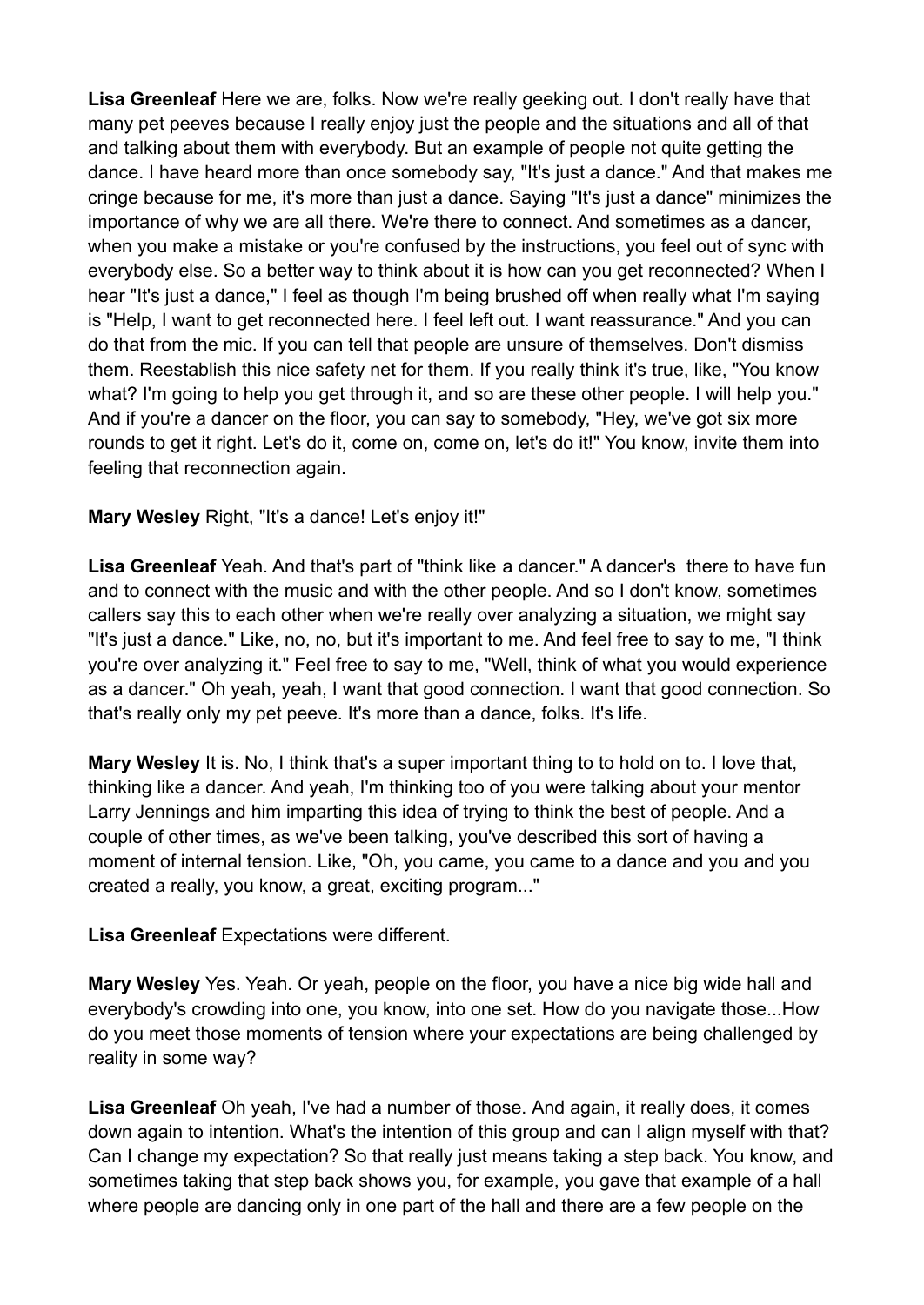**Lisa Greenleaf** Here we are, folks. Now we're really geeking out. I don't really have that many pet peeves because I really enjoy just the people and the situations and all of that and talking about them with everybody. But an example of people not quite getting the dance. I have heard more than once somebody say, "It's just a dance." And that makes me cringe because for me, it's more than just a dance. Saying "It's just a dance" minimizes the importance of why we are all there. We're there to connect. And sometimes as a dancer, when you make a mistake or you're confused by the instructions, you feel out of sync with everybody else. So a better way to think about it is how can you get reconnected? When I hear "It's just a dance," I feel as though I'm being brushed off when really what I'm saying is "Help, I want to get reconnected here. I feel left out. I want reassurance." And you can do that from the mic. If you can tell that people are unsure of themselves. Don't dismiss them. Reestablish this nice safety net for them. If you really think it's true, like, "You know what? I'm going to help you get through it, and so are these other people. I will help you." And if you're a dancer on the floor, you can say to somebody, "Hey, we've got six more rounds to get it right. Let's do it, come on, come on, let's do it!" You know, invite them into feeling that reconnection again.

**Mary Wesley** Right, "It's a dance! Let's enjoy it!"

**Lisa Greenleaf** Yeah. And that's part of "think like a dancer." A dancer's there to have fun and to connect with the music and with the other people. And so I don't know, sometimes callers say this to each other when we're really over analyzing a situation, we might say "It's just a dance." Like, no, no, but it's important to me. And feel free to say to me, "I think you're over analyzing it." Feel free to say to me, "Well, think of what you would experience as a dancer." Oh yeah, yeah, I want that good connection. I want that good connection. So that's really only my pet peeve. It's more than a dance, folks. It's life.

**Mary Wesley** It is. No, I think that's a super important thing to to hold on to. I love that, thinking like a dancer. And yeah, I'm thinking too of you were talking about your mentor Larry Jennings and him imparting this idea of trying to think the best of people. And a couple of other times, as we've been talking, you've described this sort of having a moment of internal tension. Like, "Oh, you came, you came to a dance and you and you created a really, you know, a great, exciting program..."

**Lisa Greenleaf** Expectations were different.

**Mary Wesley** Yes. Yeah. Or yeah, people on the floor, you have a nice big wide hall and everybody's crowding into one, you know, into one set. How do you navigate those...How do you meet those moments of tension where your expectations are being challenged by reality in some way?

**Lisa Greenleaf** Oh yeah, I've had a number of those. And again, it really does, it comes down again to intention. What's the intention of this group and can I align myself with that? Can I change my expectation? So that really just means taking a step back. You know, and sometimes taking that step back shows you, for example, you gave that example of a hall where people are dancing only in one part of the hall and there are a few people on the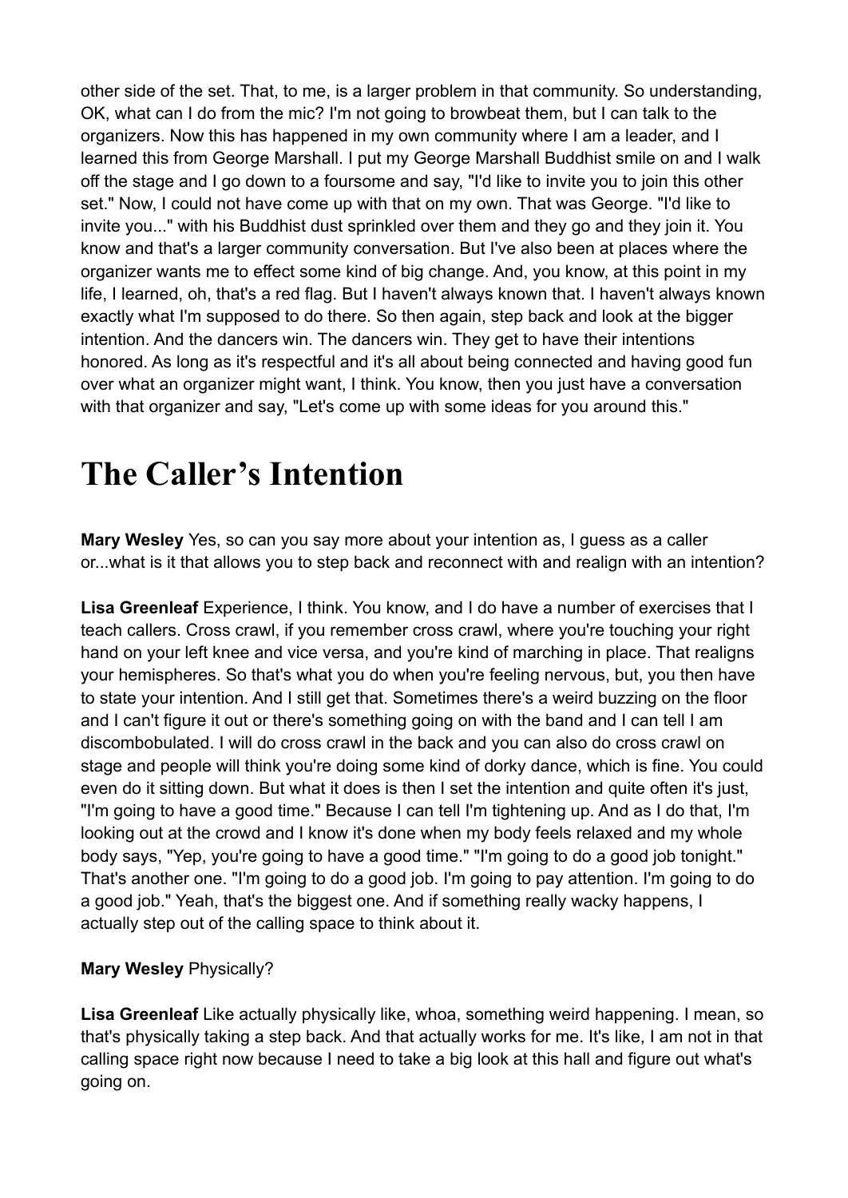other side of the set. That, to me, is a larger problem in that community. So understanding, OK, what can I do from the mic? I'm not going to browbeat them, but I can talk to the organizers. Now this has happened in my own community where I am a leader, and I learned this from George Marshall. I put my George Marshall Buddhist smile on and I walk off the stage and I go down to a foursome and say, "I'd like to invite you to join this other set." Now, I could not have come up with that on my own. That was George. "I'd like to invite you..." with his Buddhist dust sprinkled over them and they go and they join it. You know and that's a larger community conversation. But I've also been at places where the organizer wants me to effect some kind of big change. And, you know, at this point in my life, I learned, oh, that's a red flag. But I haven't always known that. I haven't always known exactly what I'm supposed to do there. So then again, step back and look at the bigger intention. And the dancers win. The dancers win. They get to have their intentions honored. As long as it's respectful and it's all about being connected and having good fun over what an organizer might want, I think. You know, then you just have a conversation with that organizer and say, "Let's come up with some ideas for you around this."

# The Caller's Intention

**Mary Wesley** Yes, so can you say more about your intention as, I guess as a caller or...what is it that allows you to step back and reconnect with and realign with an intention?

**Lisa Greenleaf** Experience, I think. You know, and I do have a number of exercises that I teach callers. Cross crawl, if you remember cross crawl, where you're touching your right hand on your left knee and vice versa, and you're kind of marching in place. That realigns your hemispheres. So that's what you do when you're feeling nervous, but, you then have to state your intention. And I still get that. Sometimes there's a weird buzzing on the floor and I can't figure it out or there's something going on with the band and I can tell I am discombobulated. I will do cross crawl in the back and you can also do cross crawl on stage and people will think you're doing some kind of dorky dance, which is fine. You could even do it sitting down. But what it does is then I set the intention and quite often it's just, "I'm going to have a good time." Because I can tell I'm tightening up. And as I do that, I'm looking out at the crowd and I know it's done when my body feels relaxed and my whole body says, "Yep, you're going to have a good time." "I'm going to do a good job tonight." That's another one. "I'm going to do a good job. I'm going to pay attention. I'm going to do a good job." Yeah, that's the biggest one. And if something really wacky happens, I actually step out of the calling space to think about it.

**Mary Wesley** Physically?

**Lisa Greenleaf** Like actually physically like, whoa, something weird happening. I mean, so that's physically taking a step back. And that actually works for me. It's like, I am not in that calling space right now because I need to take a big look at this hall and figure out what's going on.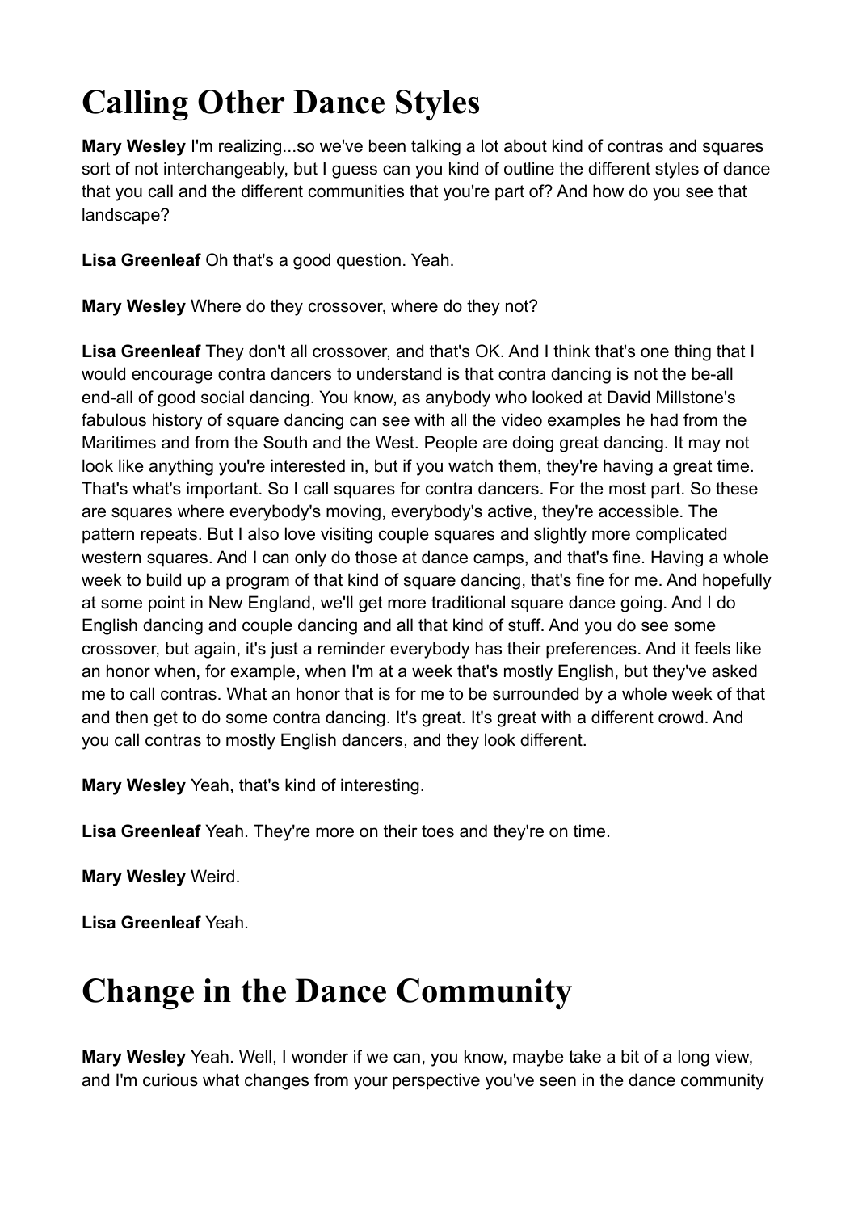# Calling Other Dance Styles

**Mary Wesley** I'm realizing...so we've been talking a lot about kind of contras and squares sort of not interchangeably, but I guess can you kind of outline the different styles of dance that you call and the different communities that you're part of? And how do you see that landscape?

**Lisa Greenleaf** Oh that's a good question. Yeah.

**Mary Wesley** Where do they crossover, where do they not?

**Lisa Greenleaf** They don't all crossover, and that's OK. And I think that's one thing that I would encourage contra dancers to understand is that contra dancing is not the be-all end-all of good social dancing. You know, as anybody who looked at David Millstone's fabulous history of square dancing can see with all the video examples he had from the Maritimes and from the South and the West. People are doing great dancing. It may not look like anything you're interested in, but if you watch them, they're having a great time. That's what's important. So I call squares for contra dancers. For the most part. So these are squares where everybody's moving, everybody's active, they're accessible. The pattern repeats. But I also love visiting couple squares and slightly more complicated western squares. And I can only do those at dance camps, and that's fine. Having a whole week to build up a program of that kind of square dancing, that's fine for me. And hopefully at some point in New England, we'll get more traditional square dance going. And I do English dancing and couple dancing and all that kind of stuff. And you do see some crossover, but again, it's just a reminder everybody has their preferences. And it feels like an honor when, for example, when I'm at a week that's mostly English, but they've asked me to call contras. What an honor that is for me to be surrounded by a whole week of that and then get to do some contra dancing. It's great. It's great with a different crowd. And you call contras to mostly English dancers, and they look different.

**Mary Wesley** Yeah, that's kind of interesting.

**Lisa Greenleaf** Yeah. They're more on their toes and they're on time.

**Mary Wesley** Weird.

**Lisa Greenleaf** Yeah.

# Change in the Dance Community

**Mary Wesley** Yeah. Well, I wonder if we can, you know, maybe take a bit of a long view, and I'm curious what changes from your perspective you've seen in the dance community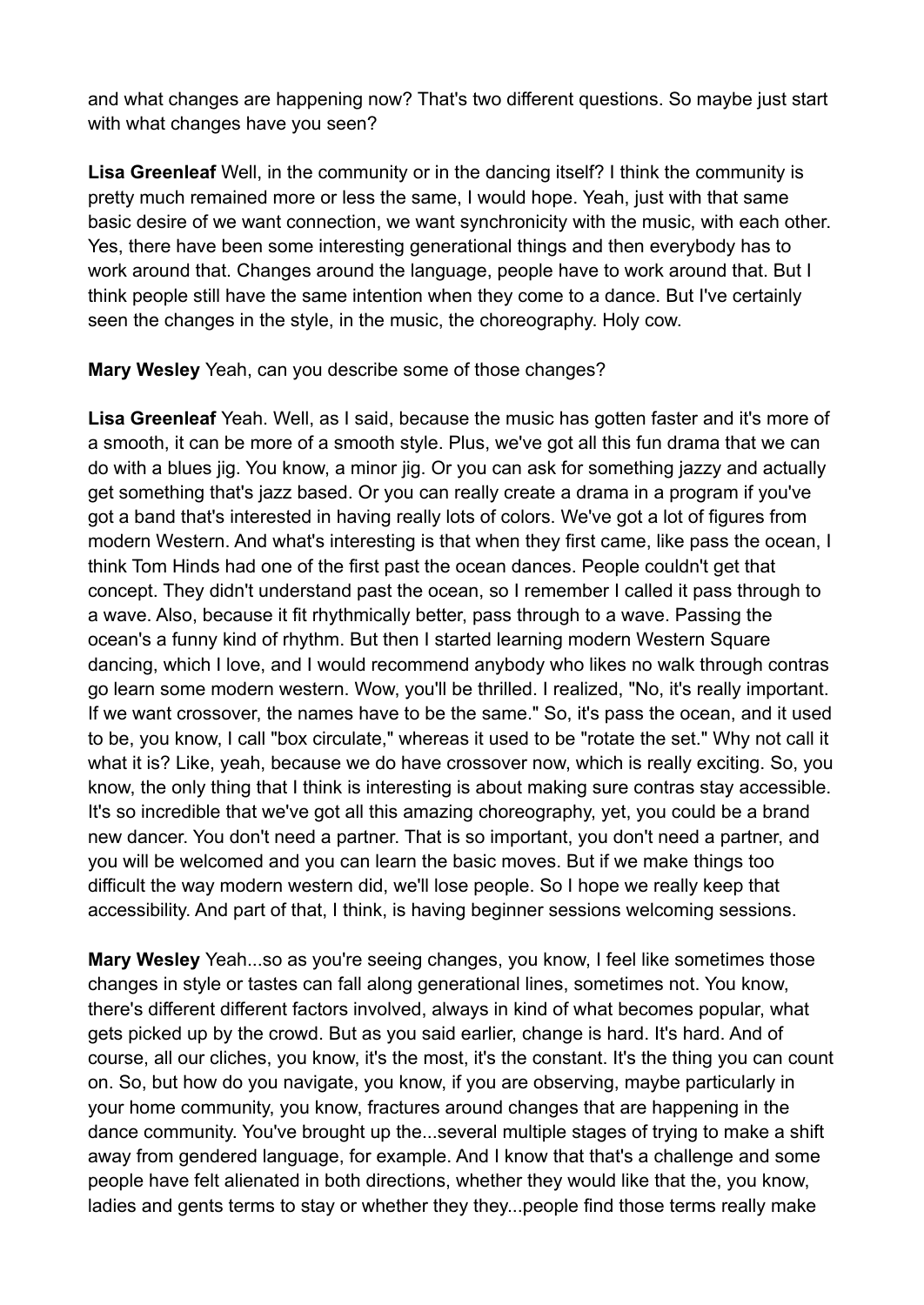and what changes are happening now? That's two different questions. So maybe just start with what changes have you seen?

**Lisa Greenleaf** Well, in the community or in the dancing itself? I think the community is pretty much remained more or less the same, I would hope. Yeah, just with that same basic desire of we want connection, we want synchronicity with the music, with each other. Yes, there have been some interesting generational things and then everybody has to work around that. Changes around the language, people have to work around that. But I think people still have the same intention when they come to a dance. But I've certainly seen the changes in the style, in the music, the choreography. Holy cow.

**Mary Wesley** Yeah, can you describe some of those changes?

**Lisa Greenleaf** Yeah. Well, as I said, because the music has gotten faster and it's more of a smooth, it can be more of a smooth style. Plus, we've got all this fun drama that we can do with a blues jig. You know, a minor jig. Or you can ask for something jazzy and actually get something that's jazz based. Or you can really create a drama in a program if you've got a band that's interested in having really lots of colors. We've got a lot of figures from modern Western. And what's interesting is that when they first came, like pass the ocean, I think Tom Hinds had one of the first past the ocean dances. People couldn't get that concept. They didn't understand past the ocean, so I remember I called it pass through to a wave. Also, because it fit rhythmically better, pass through to a wave. Passing the ocean's a funny kind of rhythm. But then I started learning modern Western Square dancing, which I love, and I would recommend anybody who likes no walk through contras go learn some modern western. Wow, you'll be thrilled. I realized, "No, it's really important. If we want crossover, the names have to be the same." So, it's pass the ocean, and it used to be, you know, I call "box circulate," whereas it used to be "rotate the set." Why not call it what it is? Like, yeah, because we do have crossover now, which is really exciting. So, you know, the only thing that I think is interesting is about making sure contras stay accessible. It's so incredible that we've got all this amazing choreography, yet, you could be a brand new dancer. You don't need a partner. That is so important, you don't need a partner, and you will be welcomed and you can learn the basic moves. But if we make things too difficult the way modern western did, we'll lose people. So I hope we really keep that accessibility. And part of that, I think, is having beginner sessions welcoming sessions.

**Mary Wesley** Yeah...so as you're seeing changes, you know, I feel like sometimes those changes in style or tastes can fall along generational lines, sometimes not. You know, there's different different factors involved, always in kind of what becomes popular, what gets picked up by the crowd. But as you said earlier, change is hard. It's hard. And of course, all our cliches, you know, it's the most, it's the constant. It's the thing you can count on. So, but how do you navigate, you know, if you are observing, maybe particularly in your home community, you know, fractures around changes that are happening in the dance community. You've brought up the...several multiple stages of trying to make a shift away from gendered language, for example. And I know that that's a challenge and some people have felt alienated in both directions, whether they would like that the, you know, ladies and gents terms to stay or whether they they...people find those terms really make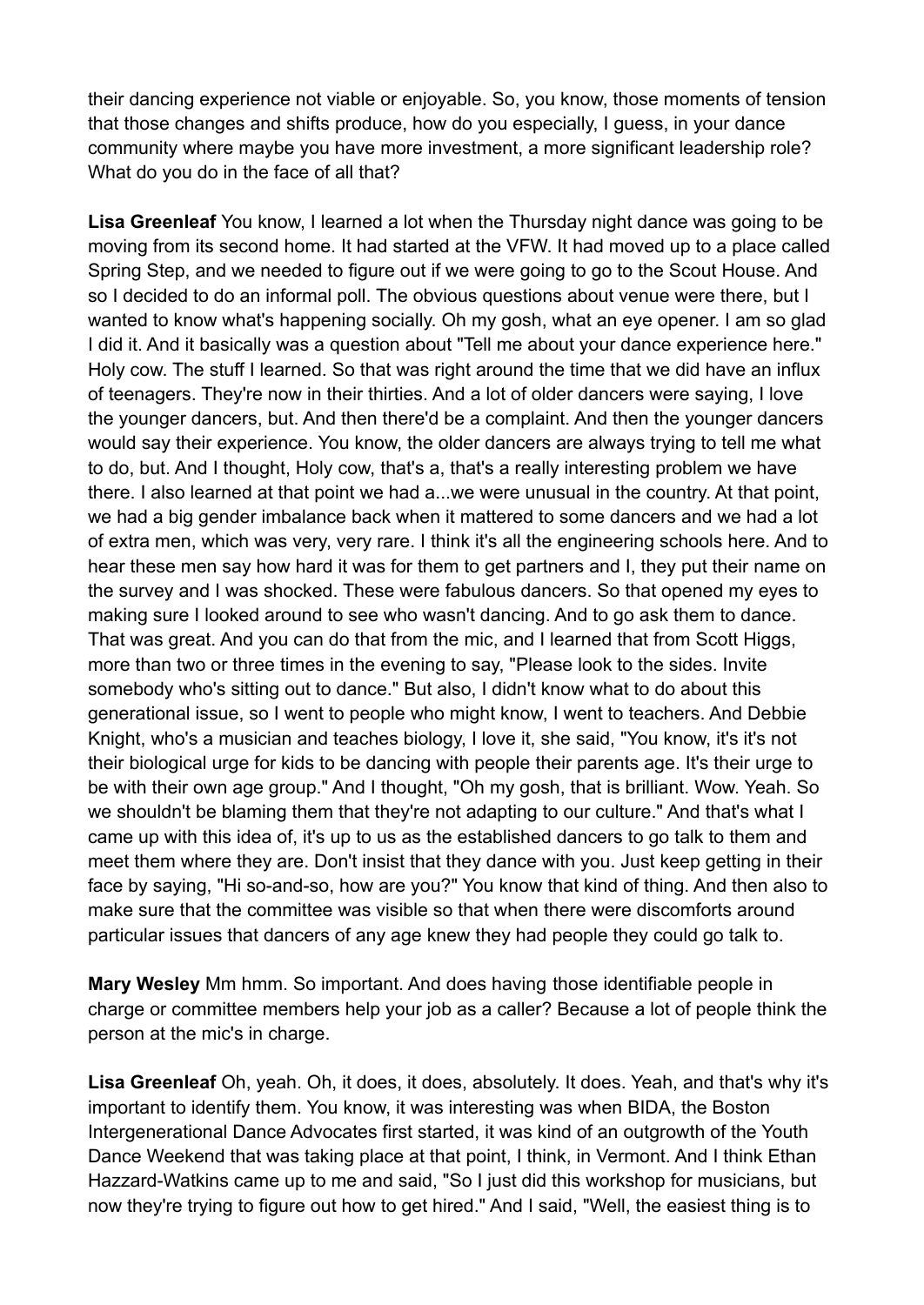their dancing experience not viable or enjoyable. So, you know, those moments of tension that those changes and shifts produce, how do you especially, I guess, in your dance community where maybe you have more investment, a more significant leadership role? What do you do in the face of all that?

**Lisa Greenleaf** You know, I learned a lot when the Thursday night dance was going to be moving from its second home. It had started at the VFW. It had moved up to a place called Spring Step, and we needed to figure out if we were going to go to the Scout House. And so I decided to do an informal poll. The obvious questions about venue were there, but I wanted to know what's happening socially. Oh my gosh, what an eye opener. I am so glad I did it. And it basically was a question about "Tell me about your dance experience here." Holy cow. The stuff I learned. So that was right around the time that we did have an influx of teenagers. They're now in their thirties. And a lot of older dancers were saying, I love the younger dancers, but. And then there'd be a complaint. And then the younger dancers would say their experience. You know, the older dancers are always trying to tell me what to do, but. And I thought, Holy cow, that's a, that's a really interesting problem we have there. I also learned at that point we had a...we were unusual in the country. At that point, we had a big gender imbalance back when it mattered to some dancers and we had a lot of extra men, which was very, very rare. I think it's all the engineering schools here. And to hear these men say how hard it was for them to get partners and I, they put their name on the survey and I was shocked. These were fabulous dancers. So that opened my eyes to making sure I looked around to see who wasn't dancing. And to go ask them to dance. That was great. And you can do that from the mic, and I learned that from Scott Higgs, more than two or three times in the evening to say, "Please look to the sides. Invite somebody who's sitting out to dance." But also, I didn't know what to do about this generational issue, so I went to people who might know, I went to teachers. And Debbie Knight, who's a musician and teaches biology, I love it, she said, "You know, it's it's not their biological urge for kids to be dancing with people their parents age. It's their urge to be with their own age group." And I thought, "Oh my gosh, that is brilliant. Wow. Yeah. So we shouldn't be blaming them that they're not adapting to our culture." And that's what I came up with this idea of, it's up to us as the established dancers to go talk to them and meet them where they are. Don't insist that they dance with you. Just keep getting in their face by saying, "Hi so-and-so, how are you?" You know that kind of thing. And then also to make sure that the committee was visible so that when there were discomforts around particular issues that dancers of any age knew they had people they could go talk to.

**Mary Wesley** Mm hmm. So important. And does having those identifiable people in charge or committee members help your job as a caller? Because a lot of people think the person at the mic's in charge.

**Lisa Greenleaf** Oh, yeah. Oh, it does, it does, absolutely. It does. Yeah, and that's why it's important to identify them. You know, it was interesting was when BIDA, the Boston Intergenerational Dance Advocates first started, it was kind of an outgrowth of the Youth Dance Weekend that was taking place at that point, I think, in Vermont. And I think Ethan Hazzard-Watkins came up to me and said, "So I just did this workshop for musicians, but now they're trying to figure out how to get hired." And I said, "Well, the easiest thing is to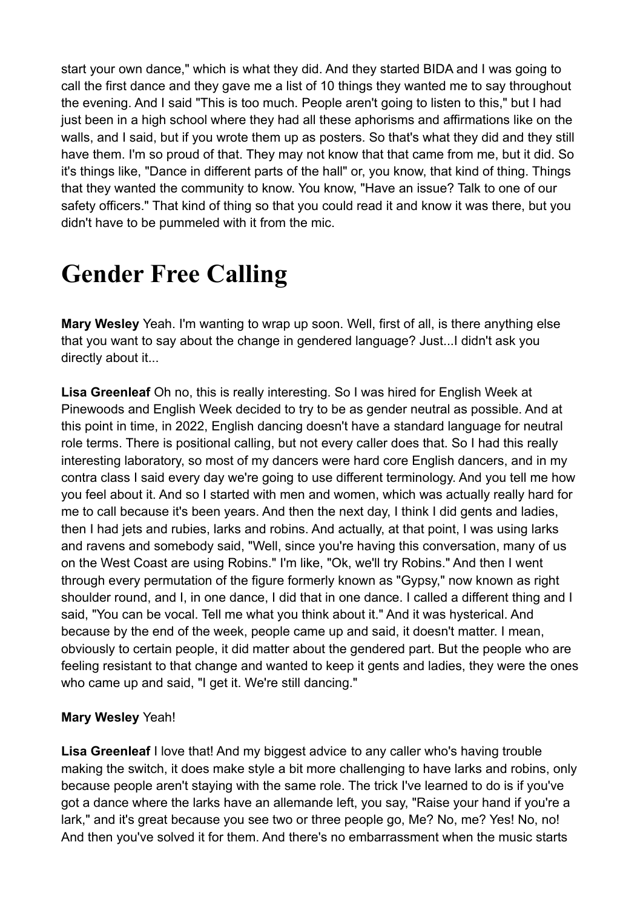start your own dance," which is what they did. And they started BIDA and I was going to call the first dance and they gave me a list of 10 things they wanted me to say throughout the evening. And I said "This is too much. People aren't going to listen to this," but I had just been in a high school where they had all these aphorisms and affirmations like on the walls, and I said, but if you wrote them up as posters. So that's what they did and they still have them. I'm so proud of that. They may not know that that came from me, but it did. So it's things like, "Dance in different parts of the hall" or, you know, that kind of thing. Things that they wanted the community to know. You know, "Have an issue? Talk to one of our safety officers." That kind of thing so that you could read it and know it was there, but you didn't have to be pummeled with it from the mic.

# Gender Free Calling

**Mary Wesley** Yeah. I'm wanting to wrap up soon. Well, first of all, is there anything else that you want to say about the change in gendered language? Just...I didn't ask you directly about it...

**Lisa Greenleaf** Oh no, this is really interesting. So I was hired for English Week at Pinewoods and English Week decided to try to be as gender neutral as possible. And at this point in time, in 2022, English dancing doesn't have a standard language for neutral role terms. There is positional calling, but not every caller does that. So I had this really interesting laboratory, so most of my dancers were hard core English dancers, and in my contra class I said every day we're going to use different terminology. And you tell me how you feel about it. And so I started with men and women, which was actually really hard for me to call because it's been years. And then the next day, I think I did gents and ladies, then I had jets and rubies, larks and robins. And actually, at that point, I was using larks and ravens and somebody said, "Well, since you're having this conversation, many of us on the West Coast are using Robins." I'm like, "Ok, we'll try Robins." And then I went through every permutation of the figure formerly known as "Gypsy," now known as right shoulder round, and I, in one dance, I did that in one dance. I called a different thing and I said, "You can be vocal. Tell me what you think about it." And it was hysterical. And because by the end of the week, people came up and said, it doesn't matter. I mean, obviously to certain people, it did matter about the gendered part. But the people who are feeling resistant to that change and wanted to keep it gents and ladies, they were the ones who came up and said, "I get it. We're still dancing."

**Mary Wesley** Yeah!

**Lisa Greenleaf** I love that! And my biggest advice to any caller who's having trouble making the switch, it does make style a bit more challenging to have larks and robins, only because people aren't staying with the same role. The trick I've learned to do is if you've got a dance where the larks have an allemande left, you say, "Raise your hand if you're a lark," and it's great because you see two or three people go, Me? No, me? Yes! No, no! And then you've solved it for them. And there's no embarrassment when the music starts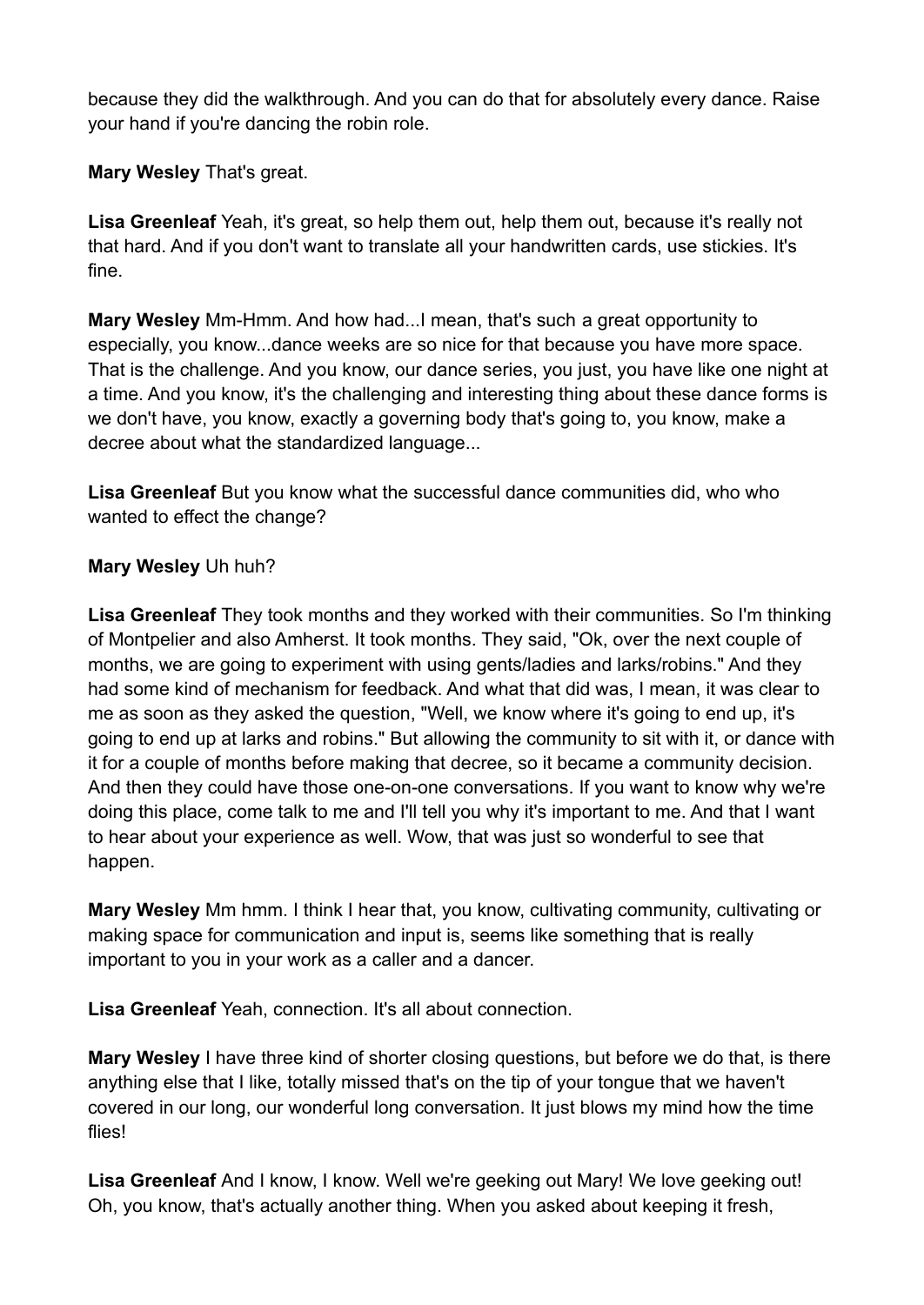because they did the walkthrough. And you can do that for absolutely every dance. Raise your hand if you're dancing the robin role.

**Mary Wesley** That's great.

**Lisa Greenleaf** Yeah, it's great, so help them out, help them out, because it's really not that hard. And if you don't want to translate all your handwritten cards, use stickies. It's fine.

**Mary Wesley** Mm-Hmm. And how had...I mean, that's such a great opportunity to especially, you know...dance weeks are so nice for that because you have more space. That is the challenge. And you know, our dance series, you just, you have like one night at a time. And you know, it's the challenging and interesting thing about these dance forms is we don't have, you know, exactly a governing body that's going to, you know, make a decree about what the standardized language...

**Lisa Greenleaf** But you know what the successful dance communities did, who who wanted to effect the change?

**Mary Wesley** Uh huh?

**Lisa Greenleaf** They took months and they worked with their communities. So I'm thinking of Montpelier and also Amherst. It took months. They said, "Ok, over the next couple of months, we are going to experiment with using gents/ladies and larks/robins." And they had some kind of mechanism for feedback. And what that did was, I mean, it was clear to me as soon as they asked the question, "Well, we know where it's going to end up, it's going to end up at larks and robins." But allowing the community to sit with it, or dance with it for a couple of months before making that decree, so it became a community decision. And then they could have those one-on-one conversations. If you want to know why we're doing this place, come talk to me and I'll tell you why it's important to me. And that I want to hear about your experience as well. Wow, that was just so wonderful to see that happen.

**Mary Wesley** Mm hmm. I think I hear that, you know, cultivating community, cultivating or making space for communication and input is, seems like something that is really important to you in your work as a caller and a dancer.

**Lisa Greenleaf** Yeah, connection. It's all about connection.

**Mary Wesley** I have three kind of shorter closing questions, but before we do that, is there anything else that I like, totally missed that's on the tip of your tongue that we haven't covered in our long, our wonderful long conversation. It just blows my mind how the time flies!

**Lisa Greenleaf** And I know, I know. Well we're geeking out Mary! We love geeking out! Oh, you know, that's actually another thing. When you asked about keeping it fresh,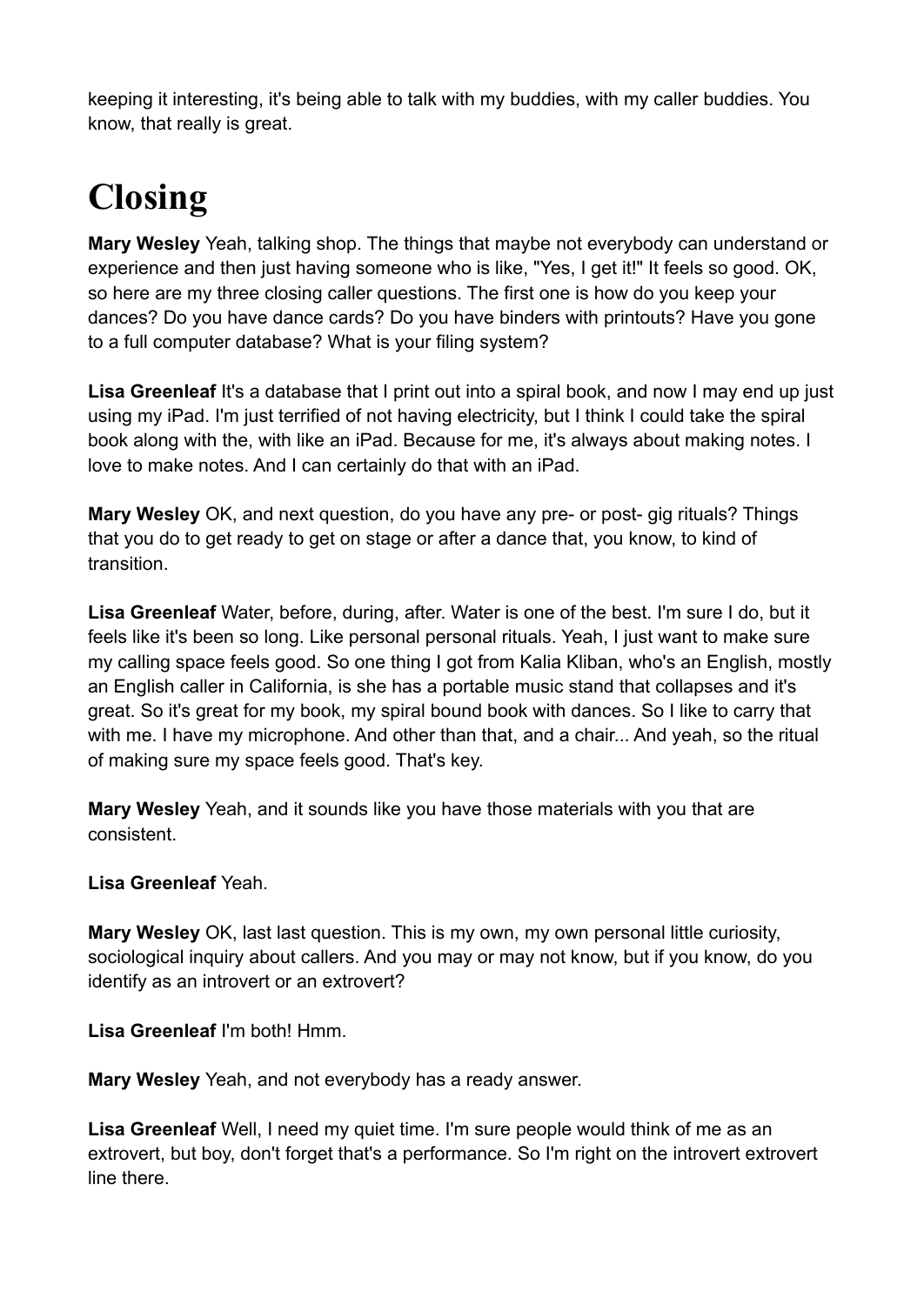keeping it interesting, it's being able to talk with my buddies, with my caller buddies. You know, that really is great.

# Closing

**Mary Wesley** Yeah, talking shop. The things that maybe not everybody can understand or experience and then just having someone who is like, "Yes, I get it!" It feels so good. OK, so here are my three closing caller questions. The first one is how do you keep your dances? Do you have dance cards? Do you have binders with printouts? Have you gone to a full computer database? What is your filing system?

**Lisa Greenleaf** It's a database that I print out into a spiral book, and now I may end up just using my iPad. I'm just terrified of not having electricity, but I think I could take the spiral book along with the, with like an iPad. Because for me, it's always about making notes. I love to make notes. And I can certainly do that with an iPad.

**Mary Wesley** OK, and next question, do you have any pre- or post- gig rituals? Things that you do to get ready to get on stage or after a dance that, you know, to kind of transition.

**Lisa Greenleaf** Water, before, during, after. Water is one of the best. I'm sure I do, but it feels like it's been so long. Like personal personal rituals. Yeah, I just want to make sure my calling space feels good. So one thing I got from Kalia Kliban, who's an English, mostly an English caller in California, is she has a portable music stand that collapses and it's great. So it's great for my book, my spiral bound book with dances. So I like to carry that with me. I have my microphone. And other than that, and a chair... And yeah, so the ritual of making sure my space feels good. That's key.

**Mary Wesley** Yeah, and it sounds like you have those materials with you that are consistent.

**Lisa Greenleaf** Yeah.

**Mary Wesley** OK, last last question. This is my own, my own personal little curiosity, sociological inquiry about callers. And you may or may not know, but if you know, do you identify as an introvert or an extrovert?

**Lisa Greenleaf** I'm both! Hmm.

**Mary Wesley** Yeah, and not everybody has a ready answer.

**Lisa Greenleaf** Well, I need my quiet time. I'm sure people would think of me as an extrovert, but boy, don't forget that's a performance. So I'm right on the introvert extrovert line there.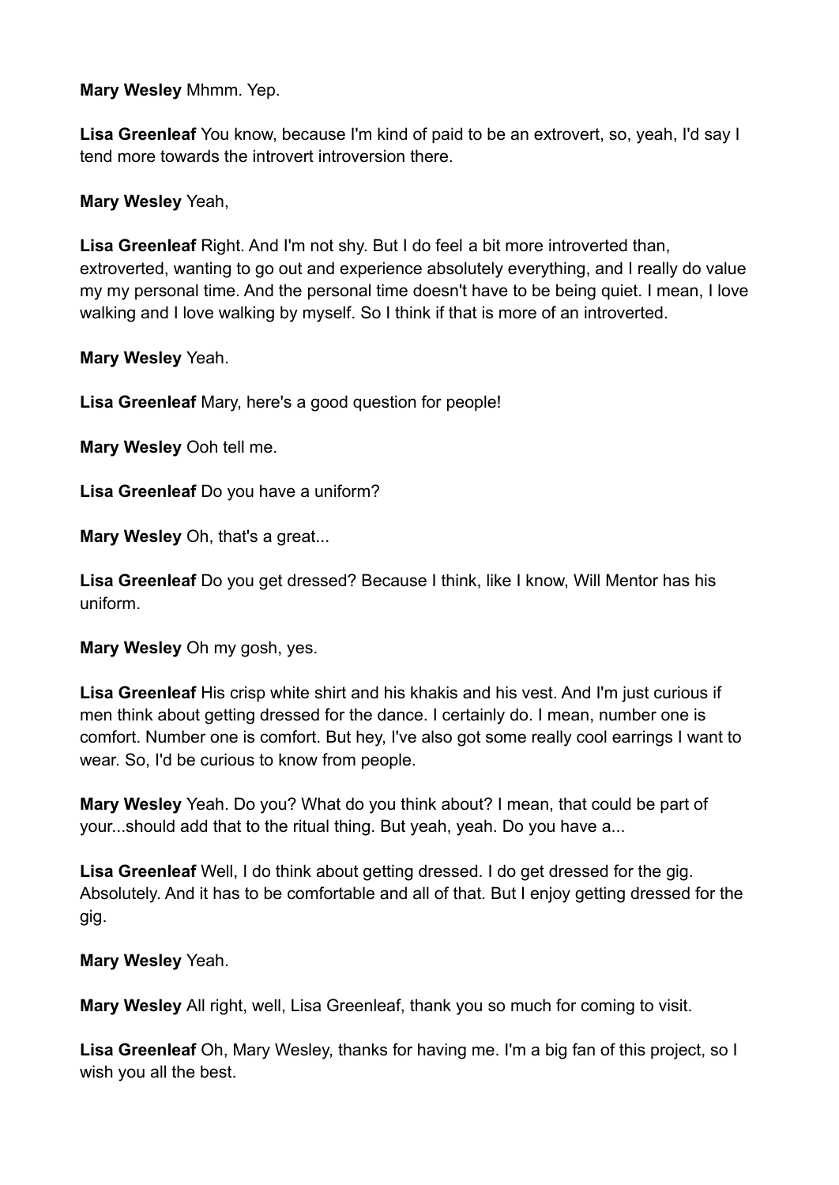**Mary Wesley** Mhmm. Yep.

**Lisa Greenleaf** You know, because I'm kind of paid to be an extrovert, so, yeah, I'd say I tend more towards the introvert introversion there.

**Mary Wesley** Yeah,

**Lisa Greenleaf** Right. And I'm not shy. But I do feel a bit more introverted than, extroverted, wanting to go out and experience absolutely everything, and I really do value my my personal time. And the personal time doesn't have to be being quiet. I mean, I love walking and I love walking by myself. So I think if that is more of an introverted.

**Mary Wesley** Yeah.

**Lisa Greenleaf** Mary, here's a good question for people!

**Mary Wesley** Ooh tell me.

**Lisa Greenleaf** Do you have a uniform?

**Mary Wesley** Oh, that's a great...

**Lisa Greenleaf** Do you get dressed? Because I think, like I know, Will Mentor has his uniform.

**Mary Wesley** Oh my gosh, yes.

**Lisa Greenleaf** His crisp white shirt and his khakis and his vest. And I'm just curious if men think about getting dressed for the dance. I certainly do. I mean, number one is comfort. Number one is comfort. But hey, I've also got some really cool earrings I want to wear. So, I'd be curious to know from people.

**Mary Wesley** Yeah. Do you? What do you think about? I mean, that could be part of your...should add that to the ritual thing. But yeah, yeah. Do you have a...

**Lisa Greenleaf** Well, I do think about getting dressed. I do get dressed for the gig. Absolutely. And it has to be comfortable and all of that. But I enjoy getting dressed for the gig.

**Mary Wesley** Yeah.

**Mary Wesley** All right, well, Lisa Greenleaf, thank you so much for coming to visit.

**Lisa Greenleaf** Oh, Mary Wesley, thanks for having me. I'm a big fan of this project, so I wish you all the best.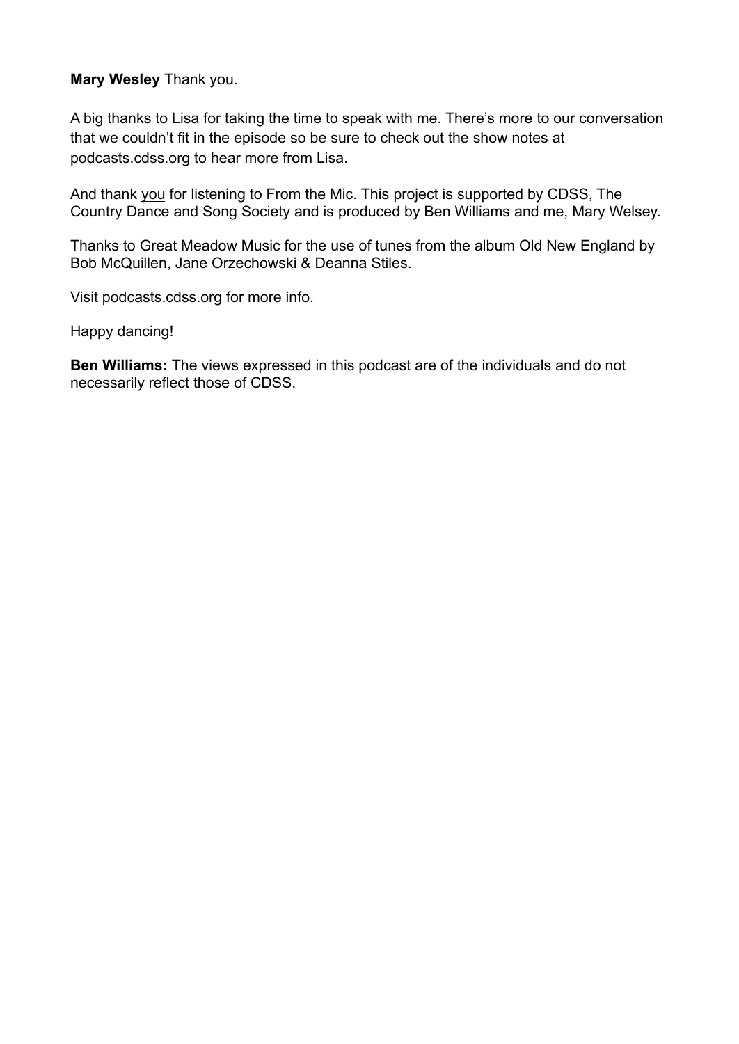**Mary Wesley** Thank you.

A big thanks to Lisa for taking the time to speak with me. There's more to our conversation that we couldn't fit in the episode so be sure to check out the show notes at podcasts.cdss.org to hear more from Lisa.

And thank you for listening to From the Mic. This project is supported by CDSS, The Country Dance and Song Society and is produced by Ben Williams and me, Mary Welsey.

Thanks to Great Meadow Music for the use of tunes from the album Old New England by Bob McQuillen, Jane Orzechowski & Deanna Stiles.

Visit podcasts.cdss.org for more info.

Happy dancing!

**Ben Williams:** The views expressed in this podcast are of the individuals and do not necessarily reflect those of CDSS.